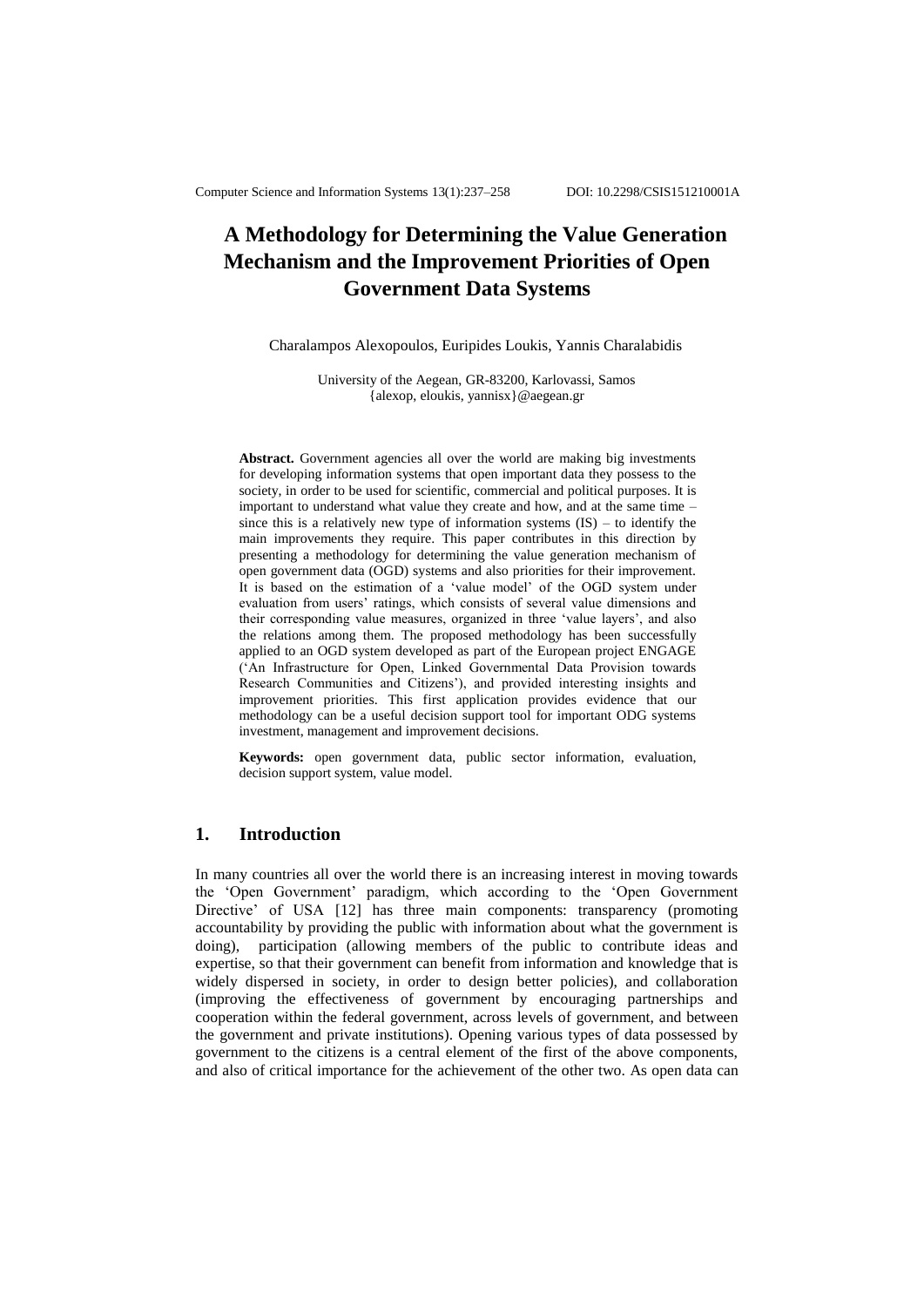# A Methodology for Determining the Value Generation Mechanism and the Improvement Priorities of Open Government Data Systems

Charalampos Alexopoulos, Euripides Loukis, Yannis Charalabidis

University of the Aegean, GR-83200, Karlovassi, Samos
{alexop, eloukis, yannisx}@aegean.gr

**Abstract.** Government agencies all over the world are making big investments for developing information systems that open important data they possess to the society, in order to be used for scientific, commercial and political purposes. It is important to understand what value they create and how, and at the same time – since this is a relatively new type of information systems (IS) – to identify the main improvements they require. This paper contributes in this direction by presenting a methodology for determining the value generation mechanism of open government data (OGD) systems and also priorities for their improvement. It is based on the estimation of a 'value model' of the OGD system under evaluation from users' ratings, which consists of several value dimensions and their corresponding value measures, organized in three 'value layers', and also the relations among them. The proposed methodology has been successfully applied to an OGD system developed as part of the European project ENGAGE ('An Infrastructure for Open, Linked Governmental Data Provision towards Research Communities and Citizens'), and provided interesting insights and improvement priorities. This first application provides evidence that our methodology can be a useful decision support tool for important ODG systems investment, management and improvement decisions.

**Keywords:** open government data, public sector information, evaluation, decision support system, value model.

## 1. Introduction

In many countries all over the world there is an increasing interest in moving towards the 'Open Government' paradigm, which according to the 'Open Government Directive' of USA [12] has three main components: transparency (promoting accountability by providing the public with information about what the government is doing), participation (allowing members of the public to contribute ideas and expertise, so that their government can benefit from information and knowledge that is widely dispersed in society, in order to design better policies), and collaboration (improving the effectiveness of government by encouraging partnerships and cooperation within the federal government, across levels of government, and between the government and private institutions). Opening various types of data possessed by government to the citizens is a central element of the first of the above components, and also of critical importance for the achievement of the other two. As open data can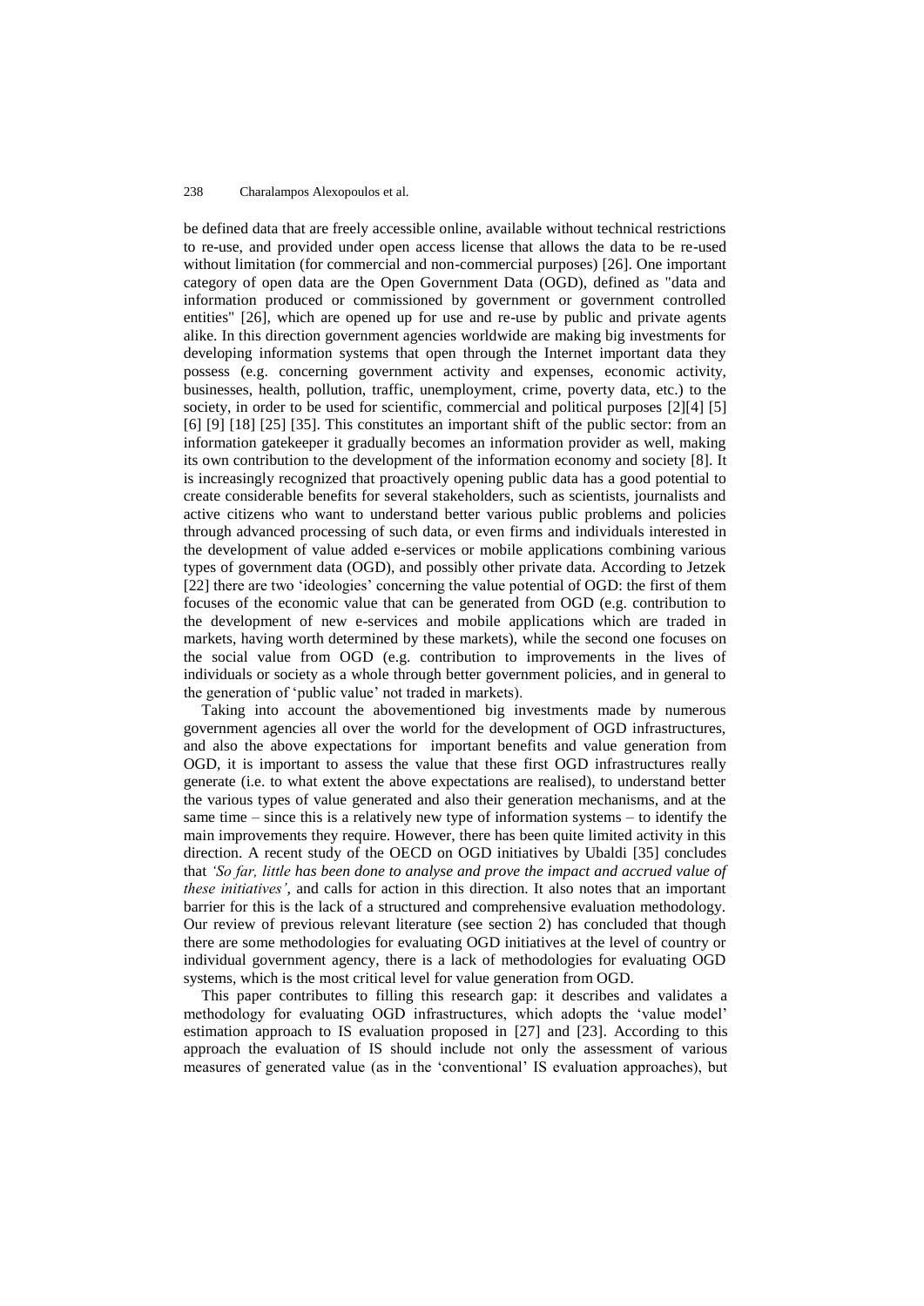be defined data that are freely accessible online, available without technical restrictions to re-use, and provided under open access license that allows the data to be re-used without limitation (for commercial and non-commercial purposes) [26]. One important category of open data are the Open Government Data (OGD), defined as "data and information produced or commissioned by government or government controlled entities" [26], which are opened up for use and re-use by public and private agents alike. In this direction government agencies worldwide are making big investments for developing information systems that open through the Internet important data they possess (e.g. concerning government activity and expenses, economic activity, businesses, health, pollution, traffic, unemployment, crime, poverty data, etc.) to the society, in order to be used for scientific, commercial and political purposes [2][4] [5] [6] [9] [18] [25] [35]. This constitutes an important shift of the public sector: from an information gatekeeper it gradually becomes an information provider as well, making its own contribution to the development of the information economy and society [8]. It is increasingly recognized that proactively opening public data has a good potential to create considerable benefits for several stakeholders, such as scientists, journalists and active citizens who want to understand better various public problems and policies through advanced processing of such data, or even firms and individuals interested in the development of value added e-services or mobile applications combining various types of government data (OGD), and possibly other private data. According to Jetzek [22] there are two 'ideologies' concerning the value potential of OGD: the first of them focuses of the economic value that can be generated from OGD (e.g. contribution to the development of new e-services and mobile applications which are traded in markets, having worth determined by these markets), while the second one focuses on the social value from OGD (e.g. contribution to improvements in the lives of individuals or society as a whole through better government policies, and in general to the generation of 'public value' not traded in markets).

Taking into account the abovementioned big investments made by numerous government agencies all over the world for the development of OGD infrastructures, and also the above expectations for important benefits and value generation from OGD, it is important to assess the value that these first OGD infrastructures really generate (i.e. to what extent the above expectations are realised), to understand better the various types of value generated and also their generation mechanisms, and at the same time – since this is a relatively new type of information systems – to identify the main improvements they require. However, there has been quite limited activity in this direction. A recent study of the OECD on OGD initiatives by Ubaldi [35] concludes that *'So far, little has been done to analyse and prove the impact and accrued value of these initiatives'*, and calls for action in this direction. It also notes that an important barrier for this is the lack of a structured and comprehensive evaluation methodology. Our review of previous relevant literature (see section 2) has concluded that though there are some methodologies for evaluating OGD initiatives at the level of country or individual government agency, there is a lack of methodologies for evaluating OGD systems, which is the most critical level for value generation from OGD.

This paper contributes to filling this research gap: it describes and validates a methodology for evaluating OGD infrastructures, which adopts the 'value model' estimation approach to IS evaluation proposed in [27] and [23]. According to this approach the evaluation of IS should include not only the assessment of various measures of generated value (as in the 'conventional' IS evaluation approaches), but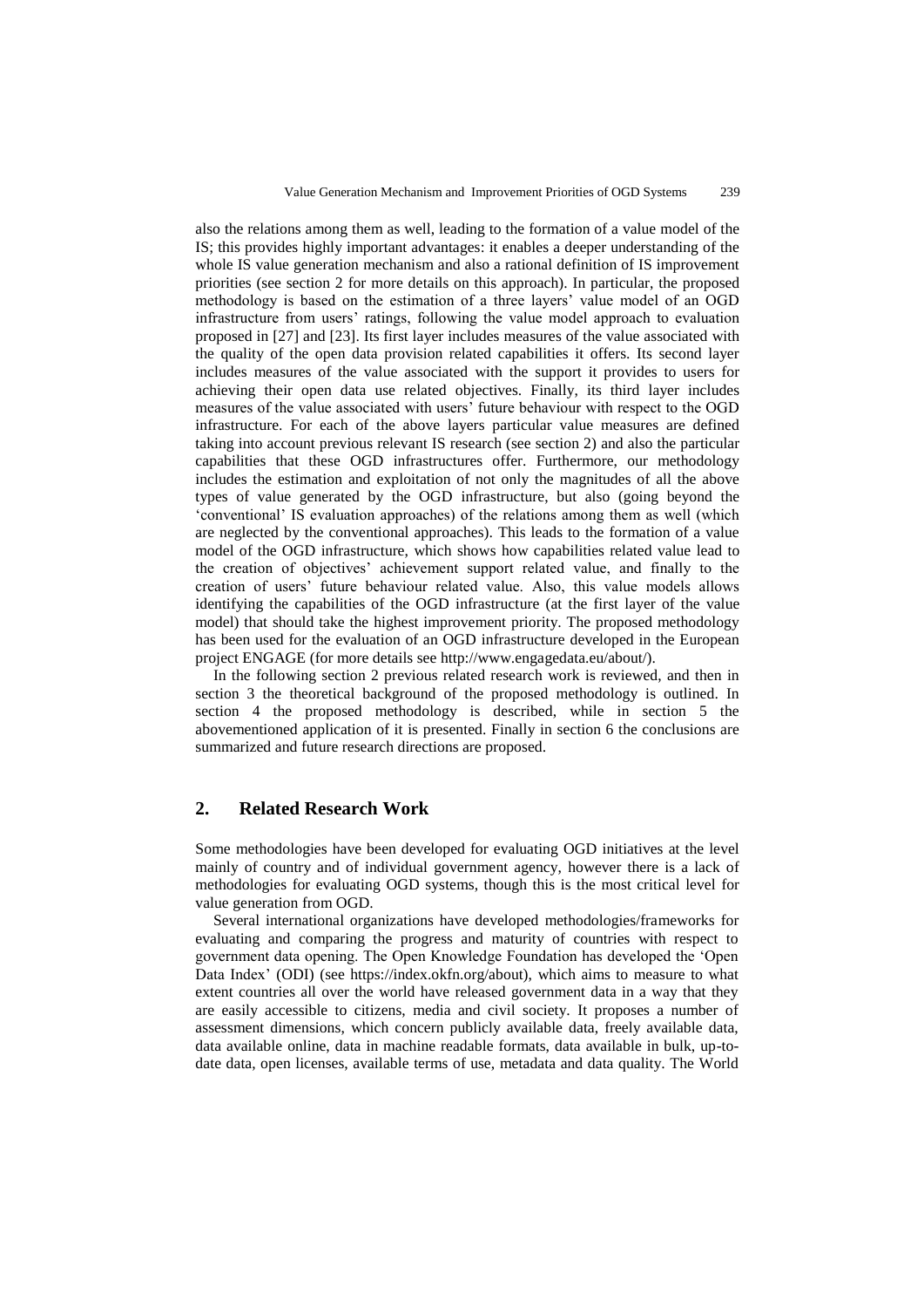also the relations among them as well, leading to the formation of a value model of the IS; this provides highly important advantages: it enables a deeper understanding of the whole IS value generation mechanism and also a rational definition of IS improvement priorities (see section 2 for more details on this approach). In particular, the proposed methodology is based on the estimation of a three layers' value model of an OGD infrastructure from users' ratings, following the value model approach to evaluation proposed in [27] and [23]. Its first layer includes measures of the value associated with the quality of the open data provision related capabilities it offers. Its second layer includes measures of the value associated with the support it provides to users for achieving their open data use related objectives. Finally, its third layer includes measures of the value associated with users' future behaviour with respect to the OGD infrastructure. For each of the above layers particular value measures are defined taking into account previous relevant IS research (see section 2) and also the particular capabilities that these OGD infrastructures offer. Furthermore, our methodology includes the estimation and exploitation of not only the magnitudes of all the above types of value generated by the OGD infrastructure, but also (going beyond the 'conventional' IS evaluation approaches) of the relations among them as well (which are neglected by the conventional approaches). This leads to the formation of a value model of the OGD infrastructure, which shows how capabilities related value lead to the creation of objectives' achievement support related value, and finally to the creation of users' future behaviour related value. Also, this value models allows identifying the capabilities of the OGD infrastructure (at the first layer of the value model) that should take the highest improvement priority. The proposed methodology has been used for the evaluation of an OGD infrastructure developed in the European project ENGAGE (for more details see http://www.engagedata.eu/about/).

In the following section 2 previous related research work is reviewed, and then in section 3 the theoretical background of the proposed methodology is outlined. In section 4 the proposed methodology is described, while in section 5 the abovementioned application of it is presented. Finally in section 6 the conclusions are summarized and future research directions are proposed.

## 2. Related Research Work

Some methodologies have been developed for evaluating OGD initiatives at the level mainly of country and of individual government agency, however there is a lack of methodologies for evaluating OGD systems, though this is the most critical level for value generation from OGD.

Several international organizations have developed methodologies/frameworks for evaluating and comparing the progress and maturity of countries with respect to government data opening. The Open Knowledge Foundation has developed the 'Open Data Index' (ODI) (see https://index.okfn.org/about), which aims to measure to what extent countries all over the world have released government data in a way that they are easily accessible to citizens, media and civil society. It proposes a number of assessment dimensions, which concern publicly available data, freely available data, data available online, data in machine readable formats, data available in bulk, up-to-date data, open licenses, available terms of use, metadata and data quality. The World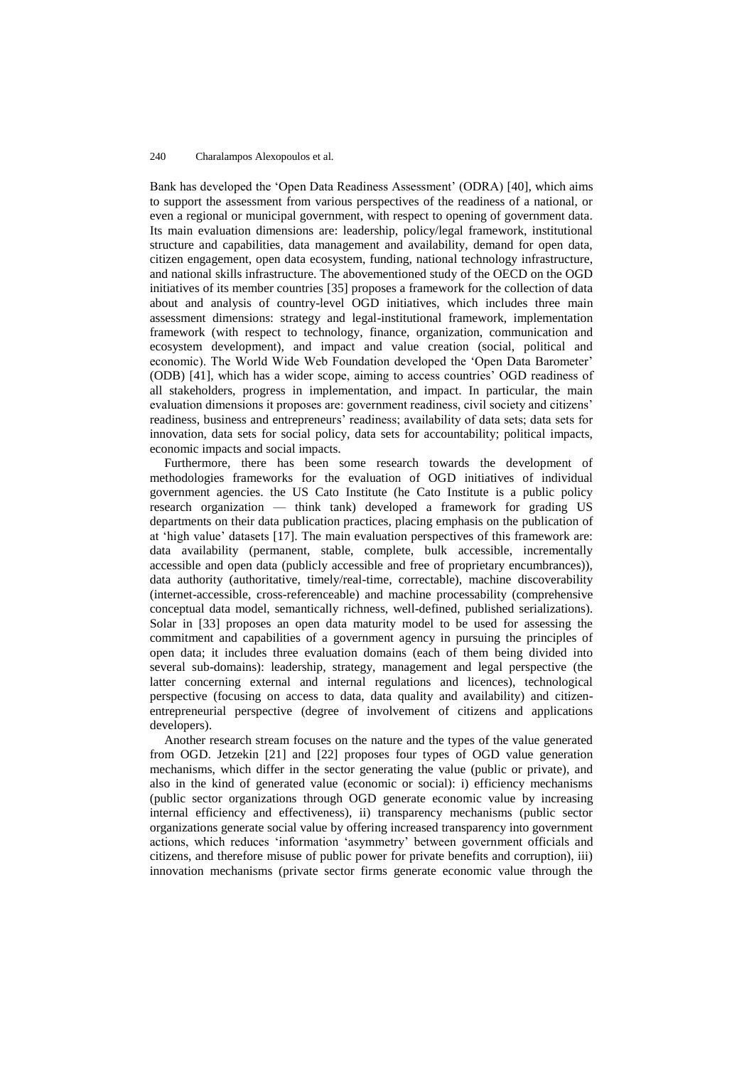Bank has developed the 'Open Data Readiness Assessment' (ODRA) [40], which aims to support the assessment from various perspectives of the readiness of a national, or even a regional or municipal government, with respect to opening of government data. Its main evaluation dimensions are: leadership, policy/legal framework, institutional structure and capabilities, data management and availability, demand for open data, citizen engagement, open data ecosystem, funding, national technology infrastructure, and national skills infrastructure. The abovementioned study of the OECD on the OGD initiatives of its member countries [35] proposes a framework for the collection of data about and analysis of country-level OGD initiatives, which includes three main assessment dimensions: strategy and legal-institutional framework, implementation framework (with respect to technology, finance, organization, communication and ecosystem development), and impact and value creation (social, political and economic). The World Wide Web Foundation developed the 'Open Data Barometer' (ODB) [41], which has a wider scope, aiming to access countries' OGD readiness of all stakeholders, progress in implementation, and impact. In particular, the main evaluation dimensions it proposes are: government readiness, civil society and citizens' readiness, business and entrepreneurs' readiness; availability of data sets; data sets for innovation, data sets for social policy, data sets for accountability; political impacts, economic impacts and social impacts.

Furthermore, there has been some research towards the development of methodologies frameworks for the evaluation of OGD initiatives of individual government agencies. the US Cato Institute (he Cato Institute is a public policy research organization — think tank) developed a framework for grading US departments on their data publication practices, placing emphasis on the publication of at 'high value' datasets [17]. The main evaluation perspectives of this framework are: data availability (permanent, stable, complete, bulk accessible, incrementally accessible and open data (publicly accessible and free of proprietary encumbrances)), data authority (authoritative, timely/real-time, correctable), machine discoverability (internet-accessible, cross-referenceable) and machine processability (comprehensive conceptual data model, semantically richness, well-defined, published serializations). Solar in [33] proposes an open data maturity model to be used for assessing the commitment and capabilities of a government agency in pursuing the principles of open data; it includes three evaluation domains (each of them being divided into several sub-domains): leadership, strategy, management and legal perspective (the latter concerning external and internal regulations and licences), technological perspective (focusing on access to data, data quality and availability) and citizen-entrepreneurial perspective (degree of involvement of citizens and applications developers).

Another research stream focuses on the nature and the types of the value generated from OGD. Jetzekin [21] and [22] proposes four types of OGD value generation mechanisms, which differ in the sector generating the value (public or private), and also in the kind of generated value (economic or social): i) efficiency mechanisms (public sector organizations through OGD generate economic value by increasing internal efficiency and effectiveness), ii) transparency mechanisms (public sector organizations generate social value by offering increased transparency into government actions, which reduces 'information 'asymmetry' between government officials and citizens, and therefore misuse of public power for private benefits and corruption), iii) innovation mechanisms (private sector firms generate economic value through the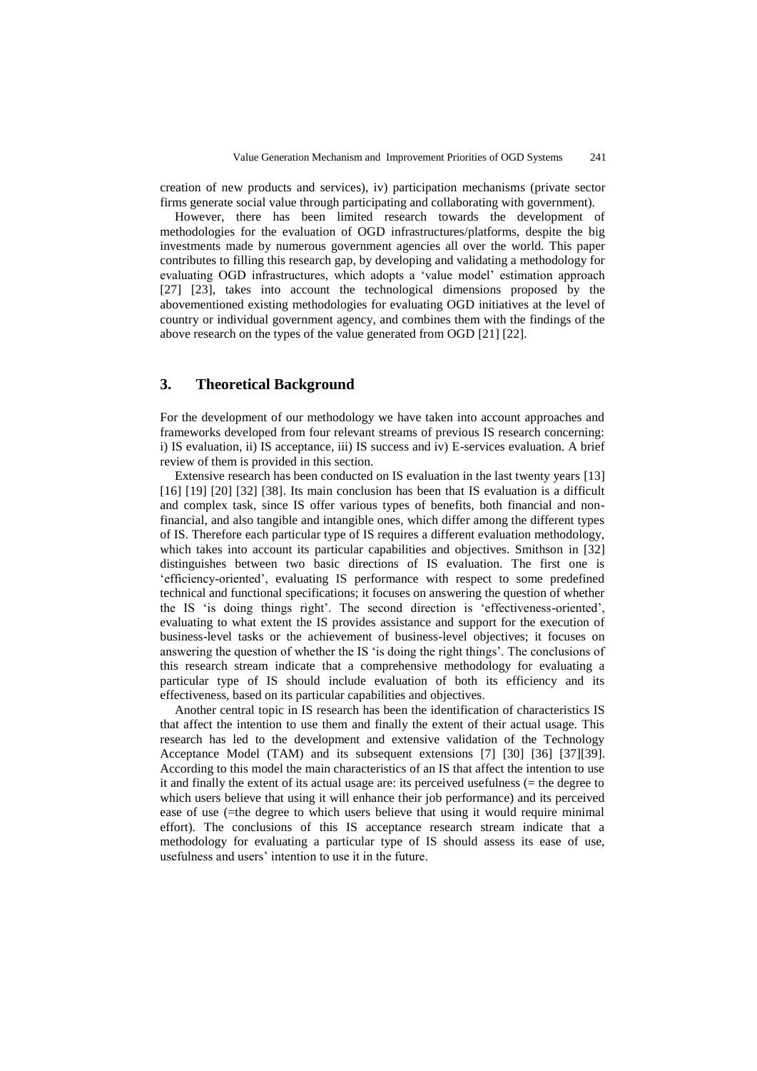creation of new products and services), iv) participation mechanisms (private sector firms generate social value through participating and collaborating with government).

However, there has been limited research towards the development of methodologies for the evaluation of OGD infrastructures/platforms, despite the big investments made by numerous government agencies all over the world. This paper contributes to filling this research gap, by developing and validating a methodology for evaluating OGD infrastructures, which adopts a 'value model' estimation approach [27] [23], takes into account the technological dimensions proposed by the abovementioned existing methodologies for evaluating OGD initiatives at the level of country or individual government agency, and combines them with the findings of the above research on the types of the value generated from OGD [21] [22].

## 3. Theoretical Background

For the development of our methodology we have taken into account approaches and frameworks developed from four relevant streams of previous IS research concerning: i) IS evaluation, ii) IS acceptance, iii) IS success and iv) E-services evaluation. A brief review of them is provided in this section.

Extensive research has been conducted on IS evaluation in the last twenty years [13] [16] [19] [20] [32] [38]. Its main conclusion has been that IS evaluation is a difficult and complex task, since IS offer various types of benefits, both financial and non-financial, and also tangible and intangible ones, which differ among the different types of IS. Therefore each particular type of IS requires a different evaluation methodology, which takes into account its particular capabilities and objectives. Smithson in [32] distinguishes between two basic directions of IS evaluation. The first one is 'efficiency-oriented', evaluating IS performance with respect to some predefined technical and functional specifications; it focuses on answering the question of whether the IS 'is doing things right'. The second direction is 'effectiveness-oriented', evaluating to what extent the IS provides assistance and support for the execution of business-level tasks or the achievement of business-level objectives; it focuses on answering the question of whether the IS 'is doing the right things'. The conclusions of this research stream indicate that a comprehensive methodology for evaluating a particular type of IS should include evaluation of both its efficiency and its effectiveness, based on its particular capabilities and objectives.

Another central topic in IS research has been the identification of characteristics IS that affect the intention to use them and finally the extent of their actual usage. This research has led to the development and extensive validation of the Technology Acceptance Model (TAM) and its subsequent extensions [7] [30] [36] [37][39]. According to this model the main characteristics of an IS that affect the intention to use it and finally the extent of its actual usage are: its perceived usefulness (= the degree to which users believe that using it will enhance their job performance) and its perceived ease of use (=the degree to which users believe that using it would require minimal effort). The conclusions of this IS acceptance research stream indicate that a methodology for evaluating a particular type of IS should assess its ease of use, usefulness and users' intention to use it in the future.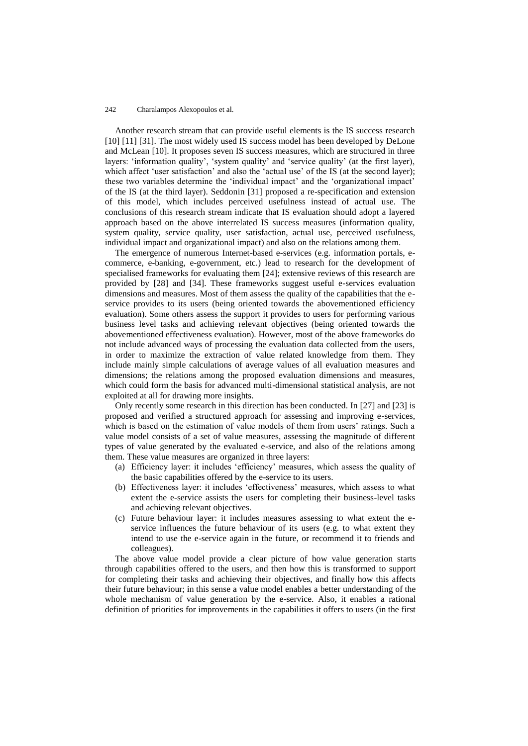Another research stream that can provide useful elements is the IS success research [10] [11] [31]. The most widely used IS success model has been developed by DeLone and McLean [10]. It proposes seven IS success measures, which are structured in three layers: 'information quality', 'system quality' and 'service quality' (at the first layer), which affect 'user satisfaction' and also the 'actual use' of the IS (at the second layer); these two variables determine the 'individual impact' and the 'organizational impact' of the IS (at the third layer). Seddonin [31] proposed a re-specification and extension of this model, which includes perceived usefulness instead of actual use. The conclusions of this research stream indicate that IS evaluation should adopt a layered approach based on the above interrelated IS success measures (information quality, system quality, service quality, user satisfaction, actual use, perceived usefulness, individual impact and organizational impact) and also on the relations among them.

The emergence of numerous Internet-based e-services (e.g. information portals, e-commerce, e-banking, e-government, etc.) lead to research for the development of specialised frameworks for evaluating them [24]; extensive reviews of this research are provided by [28] and [34]. These frameworks suggest useful e-services evaluation dimensions and measures. Most of them assess the quality of the capabilities that the e-service provides to its users (being oriented towards the abovementioned efficiency evaluation). Some others assess the support it provides to users for performing various business level tasks and achieving relevant objectives (being oriented towards the abovementioned effectiveness evaluation). However, most of the above frameworks do not include advanced ways of processing the evaluation data collected from the users, in order to maximize the extraction of value related knowledge from them. They include mainly simple calculations of average values of all evaluation measures and dimensions; the relations among the proposed evaluation dimensions and measures, which could form the basis for advanced multi-dimensional statistical analysis, are not exploited at all for drawing more insights.

Only recently some research in this direction has been conducted. In [27] and [23] is proposed and verified a structured approach for assessing and improving e-services, which is based on the estimation of value models of them from users' ratings. Such a value model consists of a set of value measures, assessing the magnitude of different types of value generated by the evaluated e-service, and also of the relations among them. These value measures are organized in three layers:

(a) Efficiency layer: it includes 'efficiency' measures, which assess the quality of the basic capabilities offered by the e-service to its users.
(b) Effectiveness layer: it includes 'effectiveness' measures, which assess to what extent the e-service assists the users for completing their business-level tasks and achieving relevant objectives.
(c) Future behaviour layer: it includes measures assessing to what extent the e-service influences the future behaviour of its users (e.g. to what extent they intend to use the e-service again in the future, or recommend it to friends and colleagues).

The above value model provide a clear picture of how value generation starts through capabilities offered to the users, and then how this is transformed to support for completing their tasks and achieving their objectives, and finally how this affects their future behaviour; in this sense a value model enables a better understanding of the whole mechanism of value generation by the e-service. Also, it enables a rational definition of priorities for improvements in the capabilities it offers to users (in the first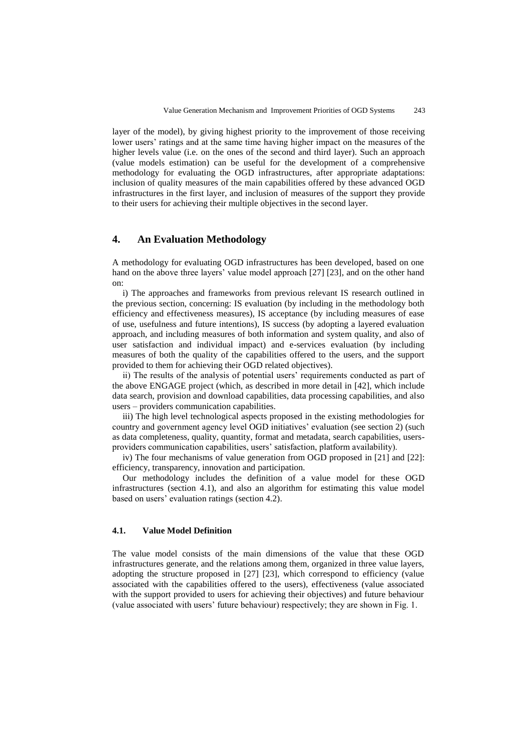layer of the model), by giving highest priority to the improvement of those receiving lower users' ratings and at the same time having higher impact on the measures of the higher levels value (i.e. on the ones of the second and third layer). Such an approach (value models estimation) can be useful for the development of a comprehensive methodology for evaluating the OGD infrastructures, after appropriate adaptations: inclusion of quality measures of the main capabilities offered by these advanced OGD infrastructures in the first layer, and inclusion of measures of the support they provide to their users for achieving their multiple objectives in the second layer.

## 4. An Evaluation Methodology

A methodology for evaluating OGD infrastructures has been developed, based on one hand on the above three layers' value model approach [27] [23], and on the other hand on:

i) The approaches and frameworks from previous relevant IS research outlined in the previous section, concerning: IS evaluation (by including in the methodology both efficiency and effectiveness measures), IS acceptance (by including measures of ease of use, usefulness and future intentions), IS success (by adopting a layered evaluation approach, and including measures of both information and system quality, and also of user satisfaction and individual impact) and e-services evaluation (by including measures of both the quality of the capabilities offered to the users, and the support provided to them for achieving their OGD related objectives).

ii) The results of the analysis of potential users' requirements conducted as part of the above ENGAGE project (which, as described in more detail in [42], which include data search, provision and download capabilities, data processing capabilities, and also users – providers communication capabilities.

iii) The high level technological aspects proposed in the existing methodologies for country and government agency level OGD initiatives' evaluation (see section 2) (such as data completeness, quality, quantity, format and metadata, search capabilities, users-providers communication capabilities, users' satisfaction, platform availability).

iv) The four mechanisms of value generation from OGD proposed in [21] and [22]: efficiency, transparency, innovation and participation.

Our methodology includes the definition of a value model for these OGD infrastructures (section 4.1), and also an algorithm for estimating this value model based on users' evaluation ratings (section 4.2).

### 4.1. Value Model Definition

The value model consists of the main dimensions of the value that these OGD infrastructures generate, and the relations among them, organized in three value layers, adopting the structure proposed in [27] [23], which correspond to efficiency (value associated with the capabilities offered to the users), effectiveness (value associated with the support provided to users for achieving their objectives) and future behaviour (value associated with users' future behaviour) respectively; they are shown in Fig. 1.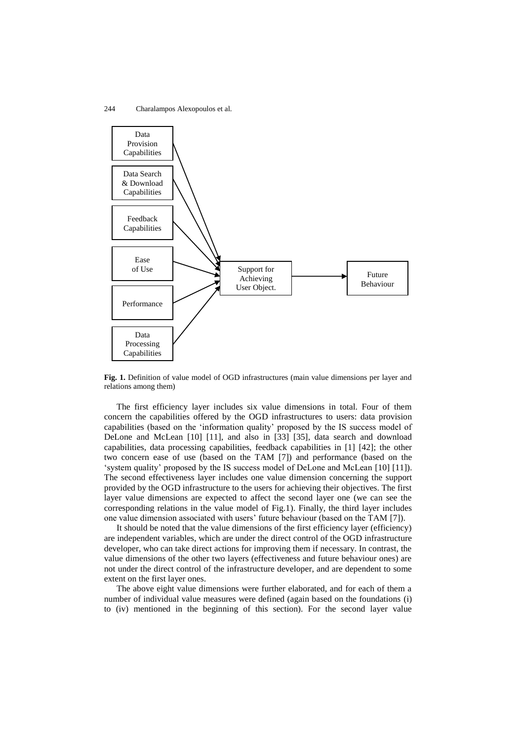**Fig. 1.** Definition of value model of OGD infrastructures (main value dimensions per layer and relations among them)

The first efficiency layer includes six value dimensions in total. Four of them concern the capabilities offered by the OGD infrastructures to users: data provision capabilities (based on the 'information quality' proposed by the IS success model of DeLone and McLean [10] [11], and also in [33] [35], data search and download capabilities, data processing capabilities, feedback capabilities in [1] [42]; the other two concern ease of use (based on the TAM [7]) and performance (based on the 'system quality' proposed by the IS success model of DeLone and McLean [10] [11]). The second effectiveness layer includes one value dimension concerning the support provided by the OGD infrastructure to the users for achieving their objectives. The first layer value dimensions are expected to affect the second layer one (we can see the corresponding relations in the value model of Fig.1). Finally, the third layer includes one value dimension associated with users' future behaviour (based on the TAM [7]).

It should be noted that the value dimensions of the first efficiency layer (efficiency) are independent variables, which are under the direct control of the OGD infrastructure developer, who can take direct actions for improving them if necessary. In contrast, the value dimensions of the other two layers (effectiveness and future behaviour ones) are not under the direct control of the infrastructure developer, and are dependent to some extent on the first layer ones.

The above eight value dimensions were further elaborated, and for each of them a number of individual value measures were defined (again based on the foundations (i) to (iv) mentioned in the beginning of this section). For the second layer value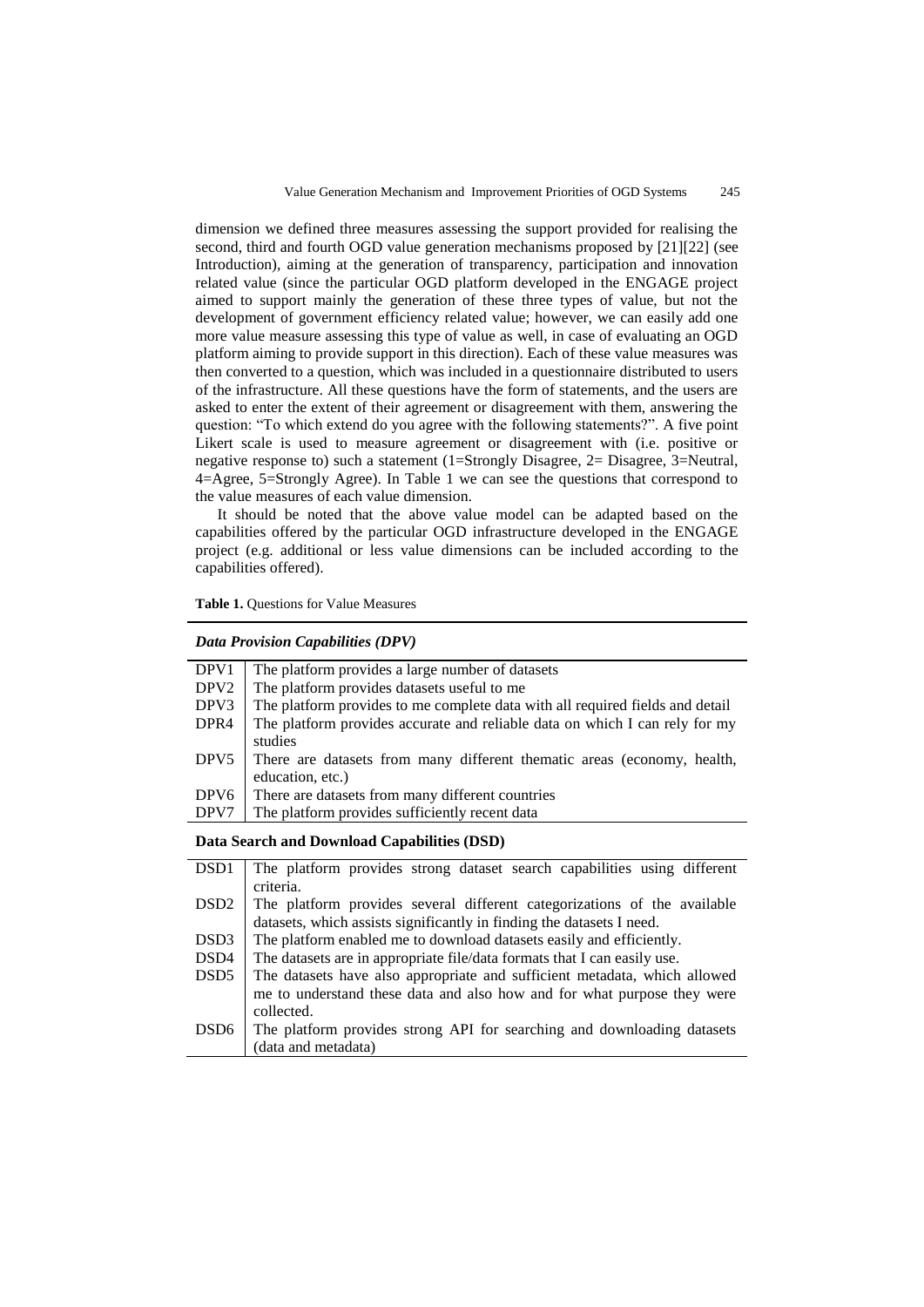dimension we defined three measures assessing the support provided for realising the second, third and fourth OGD value generation mechanisms proposed by [21][22] (see Introduction), aiming at the generation of transparency, participation and innovation related value (since the particular OGD platform developed in the ENGAGE project aimed to support mainly the generation of these three types of value, but not the development of government efficiency related value; however, we can easily add one more value measure assessing this type of value as well, in case of evaluating an OGD platform aiming to provide support in this direction). Each of these value measures was then converted to a question, which was included in a questionnaire distributed to users of the infrastructure. All these questions have the form of statements, and the users are asked to enter the extent of their agreement or disagreement with them, answering the question: "To which extend do you agree with the following statements?". A five point Likert scale is used to measure agreement or disagreement with (i.e. positive or negative response to) such a statement (1=Strongly Disagree, 2= Disagree, 3=Neutral, 4=Agree, 5=Strongly Agree). In Table 1 we can see the questions that correspond to the value measures of each value dimension.

It should be noted that the above value model can be adapted based on the capabilities offered by the particular OGD infrastructure developed in the ENGAGE project (e.g. additional or less value dimensions can be included according to the capabilities offered).

**Table 1.** Questions for Value Measures

| ***Data Provision Capabilities (DPV)*** | |
|---|---|
| DPV1 | The platform provides a large number of datasets |
| DPV2 | The platform provides datasets useful to me |
| DPV3 | The platform provides to me complete data with all required fields and detail |
| DPR4 | The platform provides accurate and reliable data on which I can rely for my studies |
| DPV5 | There are datasets from many different thematic areas (economy, health, education, etc.) |
| DPV6 | There are datasets from many different countries |
| DPV7 | The platform provides sufficiently recent data |
| **Data Search and Download Capabilities (DSD)** | |
| DSD1 | The platform provides strong dataset search capabilities using different criteria. |
| DSD2 | The platform provides several different categorizations of the available datasets, which assists significantly in finding the datasets I need. |
| DSD3 | The platform enabled me to download datasets easily and efficiently. |
| DSD4 | The datasets are in appropriate file/data formats that I can easily use. |
| DSD5 | The datasets have also appropriate and sufficient metadata, which allowed me to understand these data and also how and for what purpose they were collected. |
| DSD6 | The platform provides strong API for searching and downloading datasets (data and metadata) |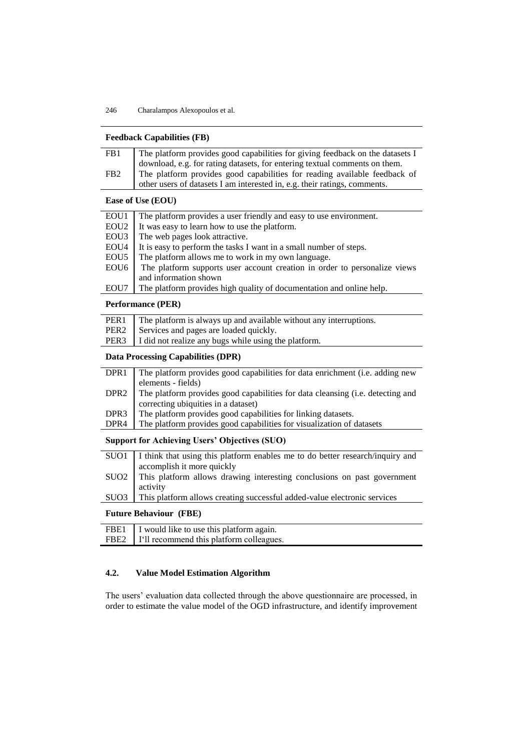| **Feedback Capabilities (FB)** | |
|---|---|
| FB1 | The platform provides good capabilities for giving feedback on the datasets I download, e.g. for rating datasets, for entering textual comments on them. |
| FB2 | The platform provides good capabilities for reading available feedback of other users of datasets I am interested in, e.g. their ratings, comments. |
| **Ease of Use (EOU)** | |
| EOU1 | The platform provides a user friendly and easy to use environment. |
| EOU2 | It was easy to learn how to use the platform. |
| EOU3 | The web pages look attractive. |
| EOU4 | It is easy to perform the tasks I want in a small number of steps. |
| EOU5 | The platform allows me to work in my own language. |
| EOU6 | The platform supports user account creation in order to personalize views and information shown |
| EOU7 | The platform provides high quality of documentation and online help. |
| **Performance (PER)** | |
| PER1 | The platform is always up and available without any interruptions. |
| PER2 | Services and pages are loaded quickly. |
| PER3 | I did not realize any bugs while using the platform. |
| **Data Processing Capabilities (DPR)** | |
| DPR1 | The platform provides good capabilities for data enrichment (i.e. adding new elements - fields) |
| DPR2 | The platform provides good capabilities for data cleansing (i.e. detecting and correcting ubiquities in a dataset) |
| DPR3 | The platform provides good capabilities for linking datasets. |
| DPR4 | The platform provides good capabilities for visualization of datasets |
| **Support for Achieving Users' Objectives (SUO)** | |
| SUO1 | I think that using this platform enables me to do better research/inquiry and accomplish it more quickly |
| SUO2 | This platform allows drawing interesting conclusions on past government activity |
| SUO3 | This platform allows creating successful added-value electronic services |
| **Future Behaviour (FBE)** | |
| FBE1 | I would like to use this platform again. |
| FBE2 | I'll recommend this platform colleagues. |

### 4.2. Value Model Estimation Algorithm

The users' evaluation data collected through the above questionnaire are processed, in order to estimate the value model of the OGD infrastructure, and identify improvement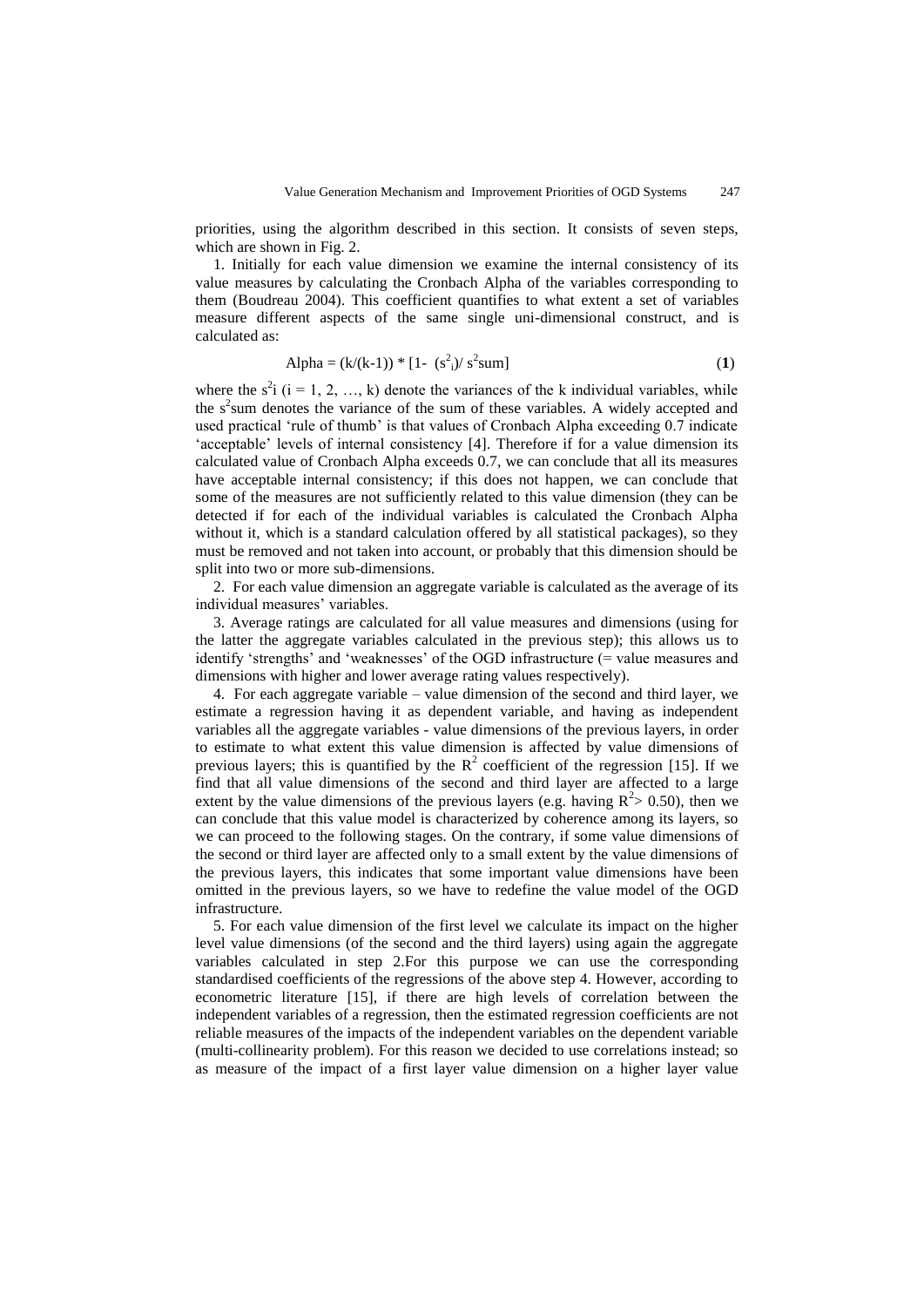priorities, using the algorithm described in this section. It consists of seven steps, which are shown in Fig. 2.

1. Initially for each value dimension we examine the internal consistency of its value measures by calculating the Cronbach Alpha of the variables corresponding to them (Boudreau 2004). This coefficient quantifies to what extent a set of variables measure different aspects of the same single uni-dimensional construct, and is calculated as:

$$\text{Alpha} = (k/(k-1)) * [1- (s^2_i)/ s^2\text{sum}] \quad (\mathbf{1})$$

where the $s^2i$ ($i = 1, 2, \ldots, k$) denote the variances of the k individual variables, while the $s^2$sum denotes the variance of the sum of these variables. A widely accepted and used practical 'rule of thumb' is that values of Cronbach Alpha exceeding 0.7 indicate 'acceptable' levels of internal consistency [4]. Therefore if for a value dimension its calculated value of Cronbach Alpha exceeds 0.7, we can conclude that all its measures have acceptable internal consistency; if this does not happen, we can conclude that some of the measures are not sufficiently related to this value dimension (they can be detected if for each of the individual variables is calculated the Cronbach Alpha without it, which is a standard calculation offered by all statistical packages), so they must be removed and not taken into account, or probably that this dimension should be split into two or more sub-dimensions.

2. For each value dimension an aggregate variable is calculated as the average of its individual measures' variables.

3. Average ratings are calculated for all value measures and dimensions (using for the latter the aggregate variables calculated in the previous step); this allows us to identify 'strengths' and 'weaknesses' of the OGD infrastructure (= value measures and dimensions with higher and lower average rating values respectively).

4. For each aggregate variable – value dimension of the second and third layer, we estimate a regression having it as dependent variable, and having as independent variables all the aggregate variables - value dimensions of the previous layers, in order to estimate to what extent this value dimension is affected by value dimensions of previous layers; this is quantified by the $R^2$ coefficient of the regression [15]. If we find that all value dimensions of the second and third layer are affected to a large extent by the value dimensions of the previous layers (e.g. having $R^2 > 0.50$), then we can conclude that this value model is characterized by coherence among its layers, so we can proceed to the following stages. On the contrary, if some value dimensions of the second or third layer are affected only to a small extent by the value dimensions of the previous layers, this indicates that some important value dimensions have been omitted in the previous layers, so we have to redefine the value model of the OGD infrastructure.

5. For each value dimension of the first level we calculate its impact on the higher level value dimensions (of the second and the third layers) using again the aggregate variables calculated in step 2.For this purpose we can use the corresponding standardised coefficients of the regressions of the above step 4. However, according to econometric literature [15], if there are high levels of correlation between the independent variables of a regression, then the estimated regression coefficients are not reliable measures of the impacts of the independent variables on the dependent variable (multi-collinearity problem). For this reason we decided to use correlations instead; so as measure of the impact of a first layer value dimension on a higher layer value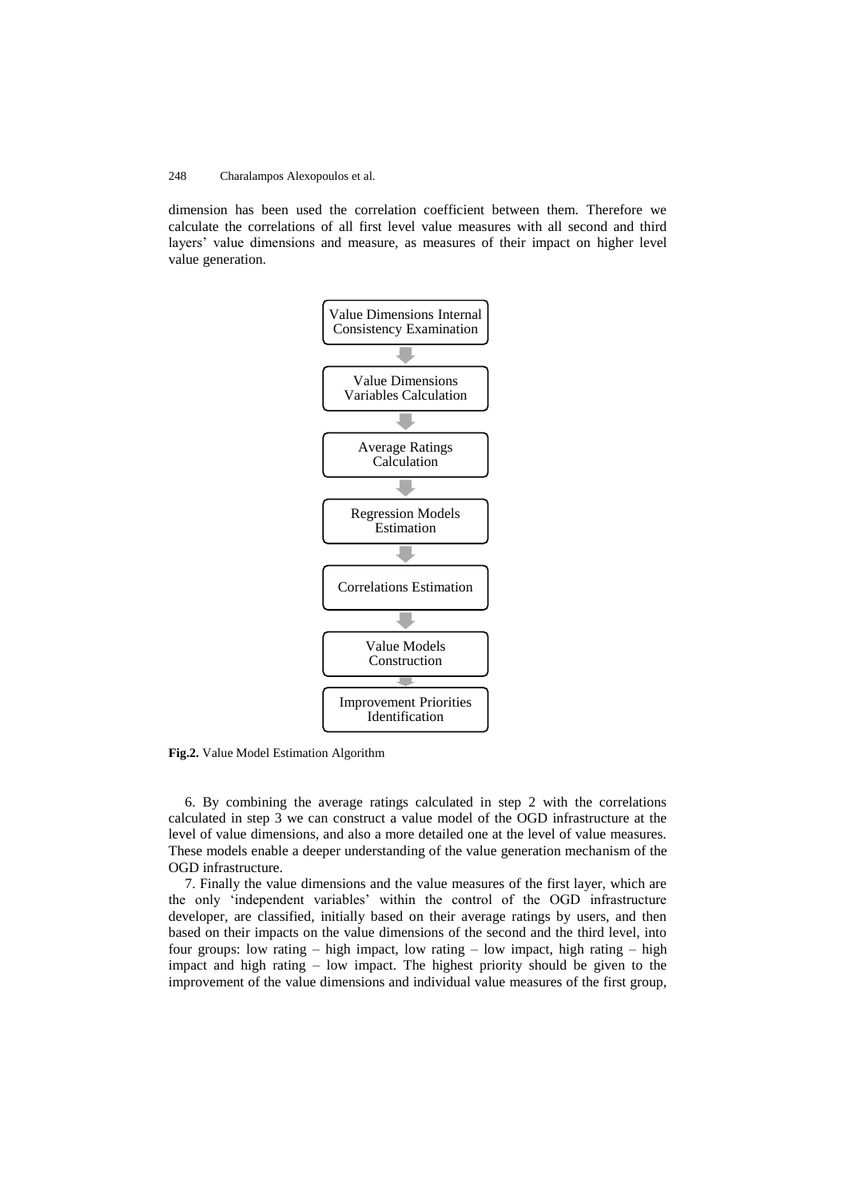dimension has been used the correlation coefficient between them. Therefore we calculate the correlations of all first level value measures with all second and third layers' value dimensions and measure, as measures of their impact on higher level value generation.

Value Dimensions Internal Consistency Examination

↓

Value Dimensions Variables Calculation

↓

Average Ratings Calculation

↓

Regression Models Estimation

↓

Correlations Estimation

↓

Value Models Construction

↓

Improvement Priorities Identification

**Fig.2.** Value Model Estimation Algorithm

6. By combining the average ratings calculated in step 2 with the correlations calculated in step 3 we can construct a value model of the OGD infrastructure at the level of value dimensions, and also a more detailed one at the level of value measures. These models enable a deeper understanding of the value generation mechanism of the OGD infrastructure.

7. Finally the value dimensions and the value measures of the first layer, which are the only 'independent variables' within the control of the OGD infrastructure developer, are classified, initially based on their average ratings by users, and then based on their impacts on the value dimensions of the second and the third level, into four groups: low rating – high impact, low rating – low impact, high rating – high impact and high rating – low impact. The highest priority should be given to the improvement of the value dimensions and individual value measures of the first group,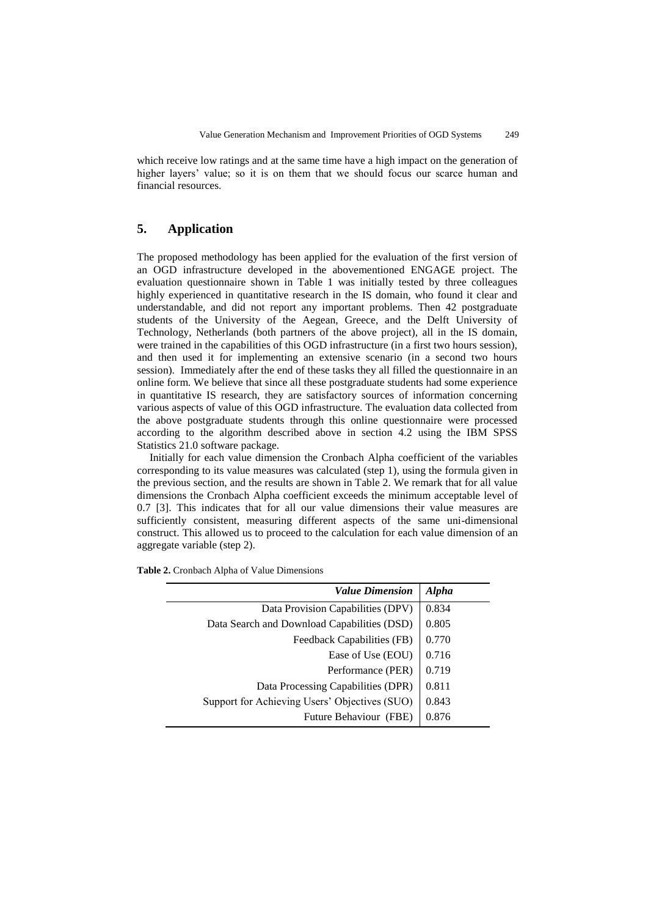which receive low ratings and at the same time have a high impact on the generation of higher layers' value; so it is on them that we should focus our scarce human and financial resources.

## 5. Application

The proposed methodology has been applied for the evaluation of the first version of an OGD infrastructure developed in the abovementioned ENGAGE project. The evaluation questionnaire shown in Table 1 was initially tested by three colleagues highly experienced in quantitative research in the IS domain, who found it clear and understandable, and did not report any important problems. Then 42 postgraduate students of the University of the Aegean, Greece, and the Delft University of Technology, Netherlands (both partners of the above project), all in the IS domain, were trained in the capabilities of this OGD infrastructure (in a first two hours session), and then used it for implementing an extensive scenario (in a second two hours session). Immediately after the end of these tasks they all filled the questionnaire in an online form. We believe that since all these postgraduate students had some experience in quantitative IS research, they are satisfactory sources of information concerning various aspects of value of this OGD infrastructure. The evaluation data collected from the above postgraduate students through this online questionnaire were processed according to the algorithm described above in section 4.2 using the IBM SPSS Statistics 21.0 software package.

Initially for each value dimension the Cronbach Alpha coefficient of the variables corresponding to its value measures was calculated (step 1), using the formula given in the previous section, and the results are shown in Table 2. We remark that for all value dimensions the Cronbach Alpha coefficient exceeds the minimum acceptable level of 0.7 [3]. This indicates that for all our value dimensions their value measures are sufficiently consistent, measuring different aspects of the same uni-dimensional construct. This allowed us to proceed to the calculation for each value dimension of an aggregate variable (step 2).

**Table 2.** Cronbach Alpha of Value Dimensions

| *Value Dimension* | *Alpha* |
|---:|---|
| Data Provision Capabilities (DPV) | 0.834 |
| Data Search and Download Capabilities (DSD) | 0.805 |
| Feedback Capabilities (FB) | 0.770 |
| Ease of Use (EOU) | 0.716 |
| Performance (PER) | 0.719 |
| Data Processing Capabilities (DPR) | 0.811 |
| Support for Achieving Users' Objectives (SUO) | 0.843 |
| Future Behaviour (FBE) | 0.876 |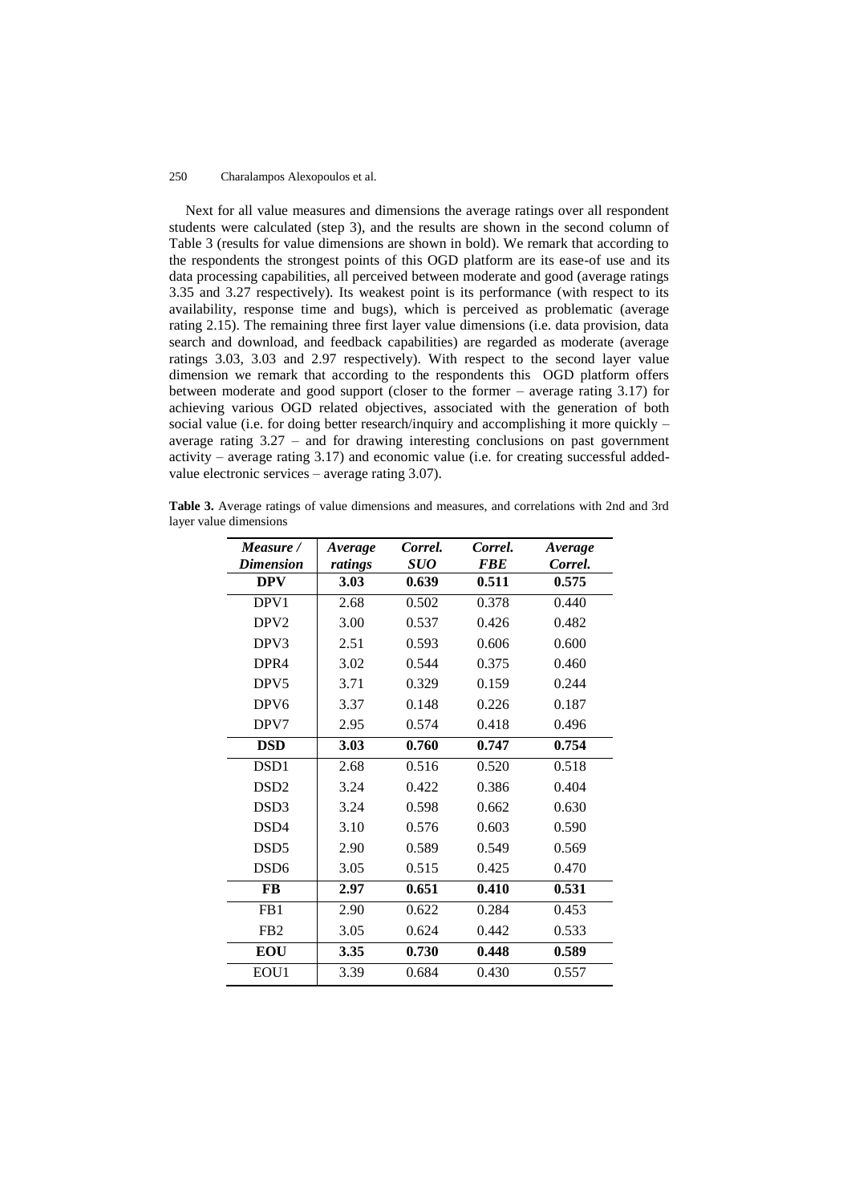Next for all value measures and dimensions the average ratings over all respondent students were calculated (step 3), and the results are shown in the second column of Table 3 (results for value dimensions are shown in bold). We remark that according to the respondents the strongest points of this OGD platform are its ease-of use and its data processing capabilities, all perceived between moderate and good (average ratings 3.35 and 3.27 respectively). Its weakest point is its performance (with respect to its availability, response time and bugs), which is perceived as problematic (average rating 2.15). The remaining three first layer value dimensions (i.e. data provision, data search and download, and feedback capabilities) are regarded as moderate (average ratings 3.03, 3.03 and 2.97 respectively). With respect to the second layer value dimension we remark that according to the respondents this OGD platform offers between moderate and good support (closer to the former – average rating 3.17) for achieving various OGD related objectives, associated with the generation of both social value (i.e. for doing better research/inquiry and accomplishing it more quickly – average rating 3.27 – and for drawing interesting conclusions on past government activity – average rating 3.17) and economic value (i.e. for creating successful added-value electronic services – average rating 3.07).

**Table 3.** Average ratings of value dimensions and measures, and correlations with 2nd and 3rd layer value dimensions

| *Measure / Dimension* | *Average ratings* | *Correl. SUO* | *Correl. FBE* | *Average Correl.* |
|---|---|---|---|---|
| **DPV** | **3.03** | **0.639** | **0.511** | **0.575** |
| DPV1 | 2.68 | 0.502 | 0.378 | 0.440 |
| DPV2 | 3.00 | 0.537 | 0.426 | 0.482 |
| DPV3 | 2.51 | 0.593 | 0.606 | 0.600 |
| DPR4 | 3.02 | 0.544 | 0.375 | 0.460 |
| DPV5 | 3.71 | 0.329 | 0.159 | 0.244 |
| DPV6 | 3.37 | 0.148 | 0.226 | 0.187 |
| DPV7 | 2.95 | 0.574 | 0.418 | 0.496 |
| **DSD** | **3.03** | **0.760** | **0.747** | **0.754** |
| DSD1 | 2.68 | 0.516 | 0.520 | 0.518 |
| DSD2 | 3.24 | 0.422 | 0.386 | 0.404 |
| DSD3 | 3.24 | 0.598 | 0.662 | 0.630 |
| DSD4 | 3.10 | 0.576 | 0.603 | 0.590 |
| DSD5 | 2.90 | 0.589 | 0.549 | 0.569 |
| DSD6 | 3.05 | 0.515 | 0.425 | 0.470 |
| **FB** | **2.97** | **0.651** | **0.410** | **0.531** |
| FB1 | 2.90 | 0.622 | 0.284 | 0.453 |
| FB2 | 3.05 | 0.624 | 0.442 | 0.533 |
| **EOU** | **3.35** | **0.730** | **0.448** | **0.589** |
| EOU1 | 3.39 | 0.684 | 0.430 | 0.557 |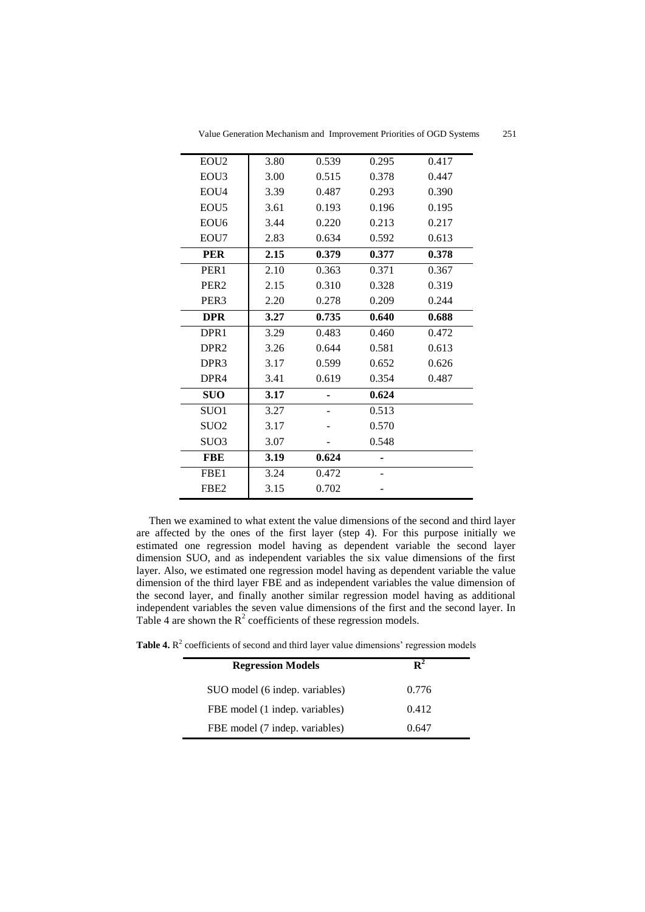| | | | | |
|---|---|---|---|---|
| EOU2 | 3.80 | 0.539 | 0.295 | 0.417 |
| EOU3 | 3.00 | 0.515 | 0.378 | 0.447 |
| EOU4 | 3.39 | 0.487 | 0.293 | 0.390 |
| EOU5 | 3.61 | 0.193 | 0.196 | 0.195 |
| EOU6 | 3.44 | 0.220 | 0.213 | 0.217 |
| EOU7 | 2.83 | 0.634 | 0.592 | 0.613 |
| **PER** | **2.15** | **0.379** | **0.377** | **0.378** |
| PER1 | 2.10 | 0.363 | 0.371 | 0.367 |
| PER2 | 2.15 | 0.310 | 0.328 | 0.319 |
| PER3 | 2.20 | 0.278 | 0.209 | 0.244 |
| **DPR** | **3.27** | **0.735** | **0.640** | **0.688** |
| DPR1 | 3.29 | 0.483 | 0.460 | 0.472 |
| DPR2 | 3.26 | 0.644 | 0.581 | 0.613 |
| DPR3 | 3.17 | 0.599 | 0.652 | 0.626 |
| DPR4 | 3.41 | 0.619 | 0.354 | 0.487 |
| **SUO** | **3.17** | **-** | **0.624** | |
| SUO1 | 3.27 | - | 0.513 | |
| SUO2 | 3.17 | - | 0.570 | |
| SUO3 | 3.07 | - | 0.548 | |
| **FBE** | **3.19** | **0.624** | **-** | |
| FBE1 | 3.24 | 0.472 | - | |
| FBE2 | 3.15 | 0.702 | - | |

Then we examined to what extent the value dimensions of the second and third layer are affected by the ones of the first layer (step 4). For this purpose initially we estimated one regression model having as dependent variable the second layer dimension SUO, and as independent variables the six value dimensions of the first layer. Also, we estimated one regression model having as dependent variable the value dimension of the third layer FBE and as independent variables the value dimension of the second layer, and finally another similar regression model having as additional independent variables the seven value dimensions of the first and the second layer. In Table 4 are shown the $R^2$ coefficients of these regression models.

**Table 4.** $R^2$ coefficients of second and third layer value dimensions' regression models

| **Regression Models** | $\mathbf{R^2}$ |
|---|---|
| SUO model (6 indep. variables) | 0.776 |
| FBE model (1 indep. variables) | 0.412 |
| FBE model (7 indep. variables) | 0.647 |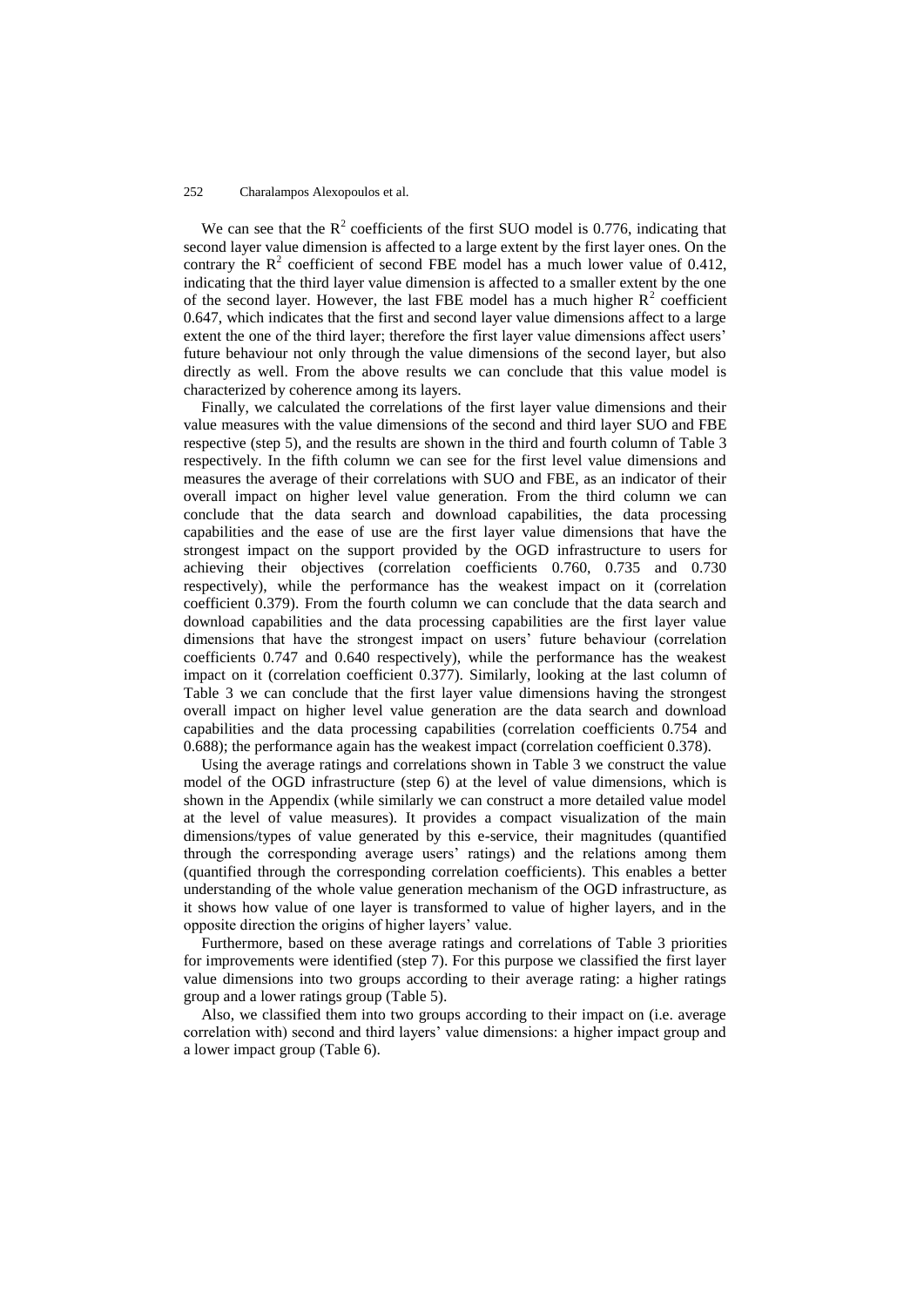We can see that the $R^2$ coefficients of the first SUO model is 0.776, indicating that second layer value dimension is affected to a large extent by the first layer ones. On the contrary the $R^2$ coefficient of second FBE model has a much lower value of 0.412, indicating that the third layer value dimension is affected to a smaller extent by the one of the second layer. However, the last FBE model has a much higher $R^2$ coefficient 0.647, which indicates that the first and second layer value dimensions affect to a large extent the one of the third layer; therefore the first layer value dimensions affect users' future behaviour not only through the value dimensions of the second layer, but also directly as well. From the above results we can conclude that this value model is characterized by coherence among its layers.

Finally, we calculated the correlations of the first layer value dimensions and their value measures with the value dimensions of the second and third layer SUO and FBE respective (step 5), and the results are shown in the third and fourth column of Table 3 respectively. In the fifth column we can see for the first level value dimensions and measures the average of their correlations with SUO and FBE, as an indicator of their overall impact on higher level value generation. From the third column we can conclude that the data search and download capabilities, the data processing capabilities and the ease of use are the first layer value dimensions that have the strongest impact on the support provided by the OGD infrastructure to users for achieving their objectives (correlation coefficients 0.760, 0.735 and 0.730 respectively), while the performance has the weakest impact on it (correlation coefficient 0.379). From the fourth column we can conclude that the data search and download capabilities and the data processing capabilities are the first layer value dimensions that have the strongest impact on users' future behaviour (correlation coefficients 0.747 and 0.640 respectively), while the performance has the weakest impact on it (correlation coefficient 0.377). Similarly, looking at the last column of Table 3 we can conclude that the first layer value dimensions having the strongest overall impact on higher level value generation are the data search and download capabilities and the data processing capabilities (correlation coefficients 0.754 and 0.688); the performance again has the weakest impact (correlation coefficient 0.378).

Using the average ratings and correlations shown in Table 3 we construct the value model of the OGD infrastructure (step 6) at the level of value dimensions, which is shown in the Appendix (while similarly we can construct a more detailed value model at the level of value measures). It provides a compact visualization of the main dimensions/types of value generated by this e-service, their magnitudes (quantified through the corresponding average users' ratings) and the relations among them (quantified through the corresponding correlation coefficients). This enables a better understanding of the whole value generation mechanism of the OGD infrastructure, as it shows how value of one layer is transformed to value of higher layers, and in the opposite direction the origins of higher layers' value.

Furthermore, based on these average ratings and correlations of Table 3 priorities for improvements were identified (step 7). For this purpose we classified the first layer value dimensions into two groups according to their average rating: a higher ratings group and a lower ratings group (Table 5).

Also, we classified them into two groups according to their impact on (i.e. average correlation with) second and third layers' value dimensions: a higher impact group and a lower impact group (Table 6).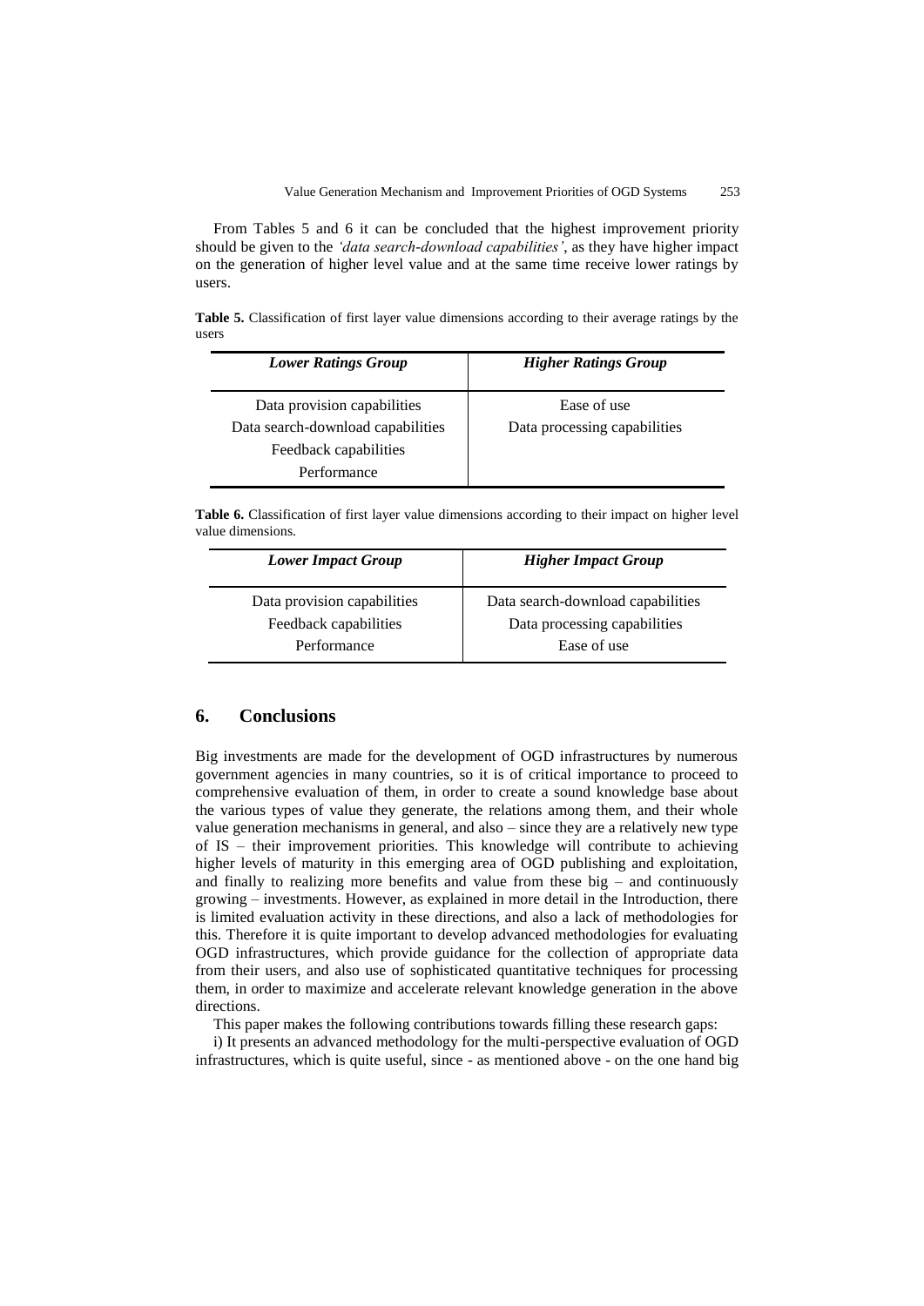From Tables 5 and 6 it can be concluded that the highest improvement priority should be given to the *'data search-download capabilities'*, as they have higher impact on the generation of higher level value and at the same time receive lower ratings by users.

**Table 5.** Classification of first layer value dimensions according to their average ratings by the users

| *Lower Ratings Group* | *Higher Ratings Group* |
|---|---|
| Data provision capabilities | Ease of use |
| Data search-download capabilities | Data processing capabilities |
| Feedback capabilities | |
| Performance | |

**Table 6.** Classification of first layer value dimensions according to their impact on higher level value dimensions.

| *Lower Impact Group* | *Higher Impact Group* |
|---|---|
| Data provision capabilities | Data search-download capabilities |
| Feedback capabilities | Data processing capabilities |
| Performance | Ease of use |

## 6. Conclusions

Big investments are made for the development of OGD infrastructures by numerous government agencies in many countries, so it is of critical importance to proceed to comprehensive evaluation of them, in order to create a sound knowledge base about the various types of value they generate, the relations among them, and their whole value generation mechanisms in general, and also – since they are a relatively new type of IS – their improvement priorities. This knowledge will contribute to achieving higher levels of maturity in this emerging area of OGD publishing and exploitation, and finally to realizing more benefits and value from these big – and continuously growing – investments. However, as explained in more detail in the Introduction, there is limited evaluation activity in these directions, and also a lack of methodologies for this. Therefore it is quite important to develop advanced methodologies for evaluating OGD infrastructures, which provide guidance for the collection of appropriate data from their users, and also use of sophisticated quantitative techniques for processing them, in order to maximize and accelerate relevant knowledge generation in the above directions.

This paper makes the following contributions towards filling these research gaps:

i) It presents an advanced methodology for the multi-perspective evaluation of OGD infrastructures, which is quite useful, since - as mentioned above - on the one hand big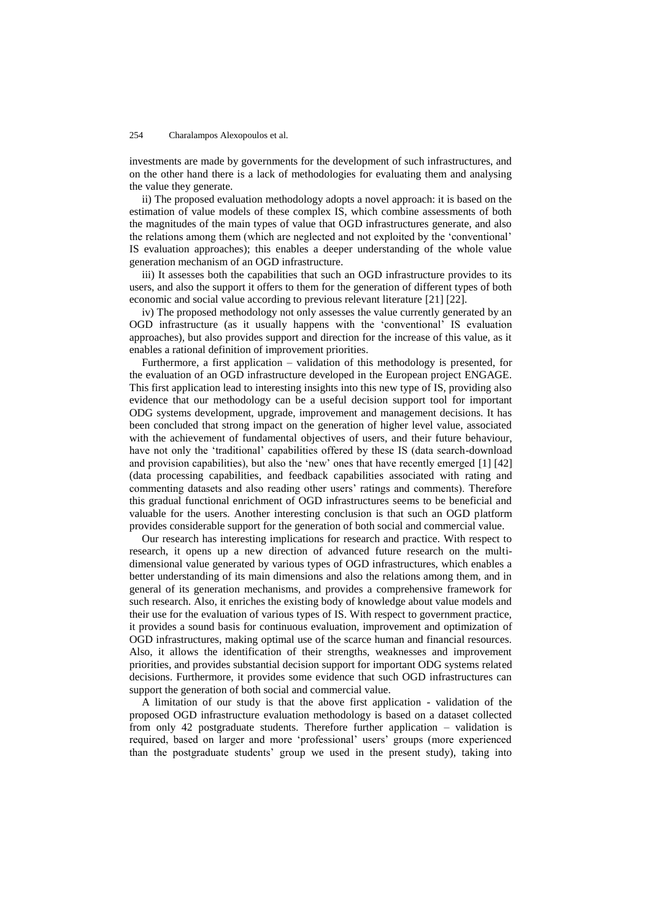investments are made by governments for the development of such infrastructures, and on the other hand there is a lack of methodologies for evaluating them and analysing the value they generate.

ii) The proposed evaluation methodology adopts a novel approach: it is based on the estimation of value models of these complex IS, which combine assessments of both the magnitudes of the main types of value that OGD infrastructures generate, and also the relations among them (which are neglected and not exploited by the 'conventional' IS evaluation approaches); this enables a deeper understanding of the whole value generation mechanism of an OGD infrastructure.

iii) It assesses both the capabilities that such an OGD infrastructure provides to its users, and also the support it offers to them for the generation of different types of both economic and social value according to previous relevant literature [21] [22].

iv) The proposed methodology not only assesses the value currently generated by an OGD infrastructure (as it usually happens with the 'conventional' IS evaluation approaches), but also provides support and direction for the increase of this value, as it enables a rational definition of improvement priorities.

Furthermore, a first application – validation of this methodology is presented, for the evaluation of an OGD infrastructure developed in the European project ENGAGE. This first application lead to interesting insights into this new type of IS, providing also evidence that our methodology can be a useful decision support tool for important ODG systems development, upgrade, improvement and management decisions. It has been concluded that strong impact on the generation of higher level value, associated with the achievement of fundamental objectives of users, and their future behaviour, have not only the 'traditional' capabilities offered by these IS (data search-download and provision capabilities), but also the 'new' ones that have recently emerged [1] [42] (data processing capabilities, and feedback capabilities associated with rating and commenting datasets and also reading other users' ratings and comments). Therefore this gradual functional enrichment of OGD infrastructures seems to be beneficial and valuable for the users. Another interesting conclusion is that such an OGD platform provides considerable support for the generation of both social and commercial value.

Our research has interesting implications for research and practice. With respect to research, it opens up a new direction of advanced future research on the multi-dimensional value generated by various types of OGD infrastructures, which enables a better understanding of its main dimensions and also the relations among them, and in general of its generation mechanisms, and provides a comprehensive framework for such research. Also, it enriches the existing body of knowledge about value models and their use for the evaluation of various types of IS. With respect to government practice, it provides a sound basis for continuous evaluation, improvement and optimization of OGD infrastructures, making optimal use of the scarce human and financial resources. Also, it allows the identification of their strengths, weaknesses and improvement priorities, and provides substantial decision support for important ODG systems related decisions. Furthermore, it provides some evidence that such OGD infrastructures can support the generation of both social and commercial value.

A limitation of our study is that the above first application - validation of the proposed OGD infrastructure evaluation methodology is based on a dataset collected from only 42 postgraduate students. Therefore further application – validation is required, based on larger and more 'professional' users' groups (more experienced than the postgraduate students' group we used in the present study), taking into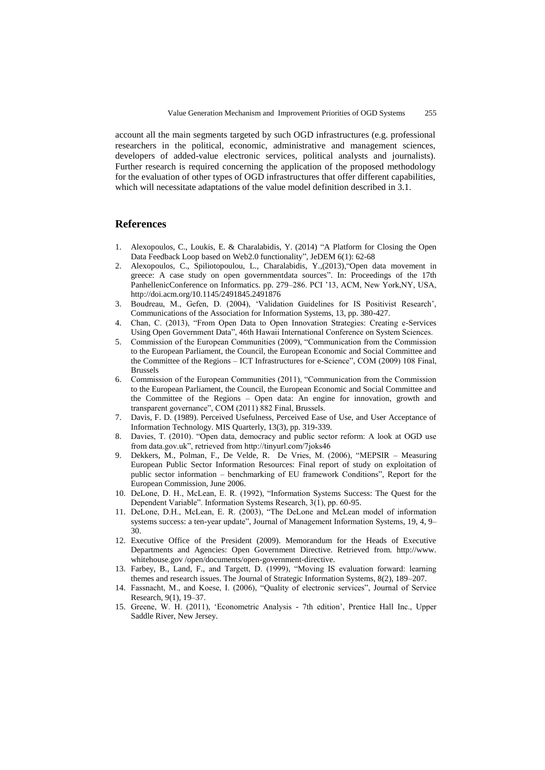account all the main segments targeted by such OGD infrastructures (e.g. professional researchers in the political, economic, administrative and management sciences, developers of added-value electronic services, political analysts and journalists). Further research is required concerning the application of the proposed methodology for the evaluation of other types of OGD infrastructures that offer different capabilities, which will necessitate adaptations of the value model definition described in 3.1.

## References

1. Alexopoulos, C., Loukis, E. & Charalabidis, Y. (2014) "A Platform for Closing the Open Data Feedback Loop based on Web2.0 functionality", JeDEM 6(1): 62-68
2. Alexopoulos, C., Spiliotopoulou, L., Charalabidis, Y.,(2013),"Open data movement in greece: A case study on open governmentdata sources". In: Proceedings of the 17th PanhellenicConference on Informatics. pp. 279–286. PCI '13, ACM, New York,NY, USA, http://doi.acm.org/10.1145/2491845.2491876
3. Boudreau, M., Gefen, D. (2004), 'Validation Guidelines for IS Positivist Research', Communications of the Association for Information Systems, 13, pp. 380-427.
4. Chan, C. (2013), "From Open Data to Open Innovation Strategies: Creating e-Services Using Open Government Data", 46th Hawaii International Conference on System Sciences.
5. Commission of the European Communities (2009), "Communication from the Commission to the European Parliament, the Council, the European Economic and Social Committee and the Committee of the Regions – ICT Infrastructures for e-Science", COM (2009) 108 Final, Brussels
6. Commission of the European Communities (2011), "Communication from the Commission to the European Parliament, the Council, the European Economic and Social Committee and the Committee of the Regions – Open data: An engine for innovation, growth and transparent governance", COM (2011) 882 Final, Brussels.
7. Davis, F. D. (1989). Perceived Usefulness, Perceived Ease of Use, and User Acceptance of Information Technology. MIS Quarterly, 13(3), pp. 319-339.
8. Davies, T. (2010). "Open data, democracy and public sector reform: A look at OGD use from data.gov.uk", retrieved from http://tinyurl.com/7joks46
9. Dekkers, M., Polman, F., De Velde, R. De Vries, M. (2006), "MEPSIR – Measuring European Public Sector Information Resources: Final report of study on exploitation of public sector information – benchmarking of EU framework Conditions", Report for the European Commission, June 2006.
10. DeLone, D. H., McLean, E. R. (1992), "Information Systems Success: The Quest for the Dependent Variable". Information Systems Research, 3(1), pp. 60-95.
11. DeLone, D.H., McLean, E. R. (2003), "The DeLone and McLean model of information systems success: a ten-year update", Journal of Management Information Systems, 19, 4, 9–30.
12. Executive Office of the President (2009). Memorandum for the Heads of Executive Departments and Agencies: Open Government Directive. Retrieved from. http://www. whitehouse.gov /open/documents/open-government-directive.
13. Farbey, B., Land, F., and Targett, D. (1999), "Moving IS evaluation forward: learning themes and research issues. The Journal of Strategic Information Systems, 8(2), 189–207.
14. Fassnacht, M., and Koese, I. (2006), "Quality of electronic services", Journal of Service Research, 9(1), 19–37.
15. Greene, W. H. (2011), 'Econometric Analysis - 7th edition', Prentice Hall Inc., Upper Saddle River, New Jersey.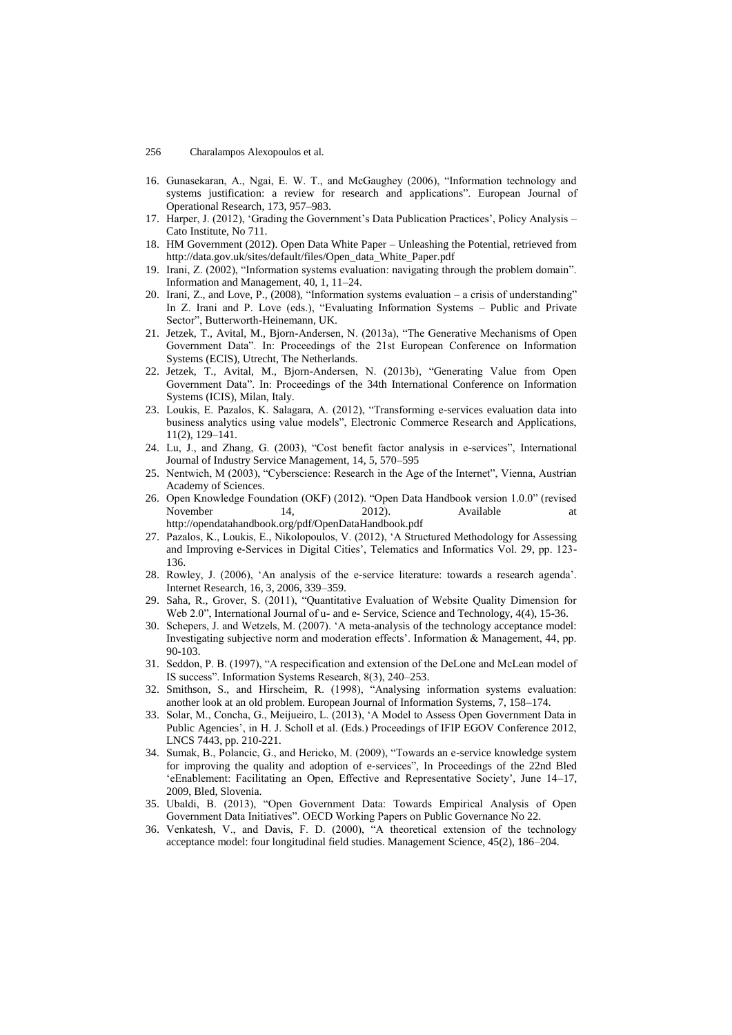16. Gunasekaran, A., Ngai, E. W. T., and McGaughey (2006), "Information technology and systems justification: a review for research and applications". European Journal of Operational Research, 173, 957–983.
17. Harper, J. (2012), 'Grading the Government's Data Publication Practices', Policy Analysis – Cato Institute, No 711.
18. HM Government (2012). Open Data White Paper – Unleashing the Potential, retrieved from http://data.gov.uk/sites/default/files/Open_data_White_Paper.pdf
19. Irani, Z. (2002), "Information systems evaluation: navigating through the problem domain". Information and Management, 40, 1, 11–24.
20. Irani, Z., and Love, P., (2008), "Information systems evaluation – a crisis of understanding" In Z. Irani and P. Love (eds.), "Evaluating Information Systems – Public and Private Sector", Butterworth-Heinemann, UK.
21. Jetzek, T., Avital, M., Bjorn-Andersen, N. (2013a), "The Generative Mechanisms of Open Government Data". In: Proceedings of the 21st European Conference on Information Systems (ECIS), Utrecht, The Netherlands.
22. Jetzek, T., Avital, M., Bjorn-Andersen, N. (2013b), "Generating Value from Open Government Data". In: Proceedings of the 34th International Conference on Information Systems (ICIS), Milan, Italy.
23. Loukis, E. Pazalos, K. Salagara, A. (2012), "Transforming e-services evaluation data into business analytics using value models", Electronic Commerce Research and Applications, 11(2), 129–141.
24. Lu, J., and Zhang, G. (2003), "Cost benefit factor analysis in e-services", International Journal of Industry Service Management, 14, 5, 570–595
25. Nentwich, M (2003), "Cyberscience: Research in the Age of the Internet", Vienna, Austrian Academy of Sciences.
26. Open Knowledge Foundation (OKF) (2012). "Open Data Handbook version 1.0.0" (revised November 14, 2012). Available at http://opendatahandbook.org/pdf/OpenDataHandbook.pdf
27. Pazalos, K., Loukis, E., Nikolopoulos, V. (2012), 'A Structured Methodology for Assessing and Improving e-Services in Digital Cities', Telematics and Informatics Vol. 29, pp. 123-136.
28. Rowley, J. (2006), 'An analysis of the e-service literature: towards a research agenda'. Internet Research, 16, 3, 2006, 339–359.
29. Saha, R., Grover, S. (2011), "Quantitative Evaluation of Website Quality Dimension for Web 2.0", International Journal of u- and e- Service, Science and Technology, 4(4), 15-36.
30. Schepers, J. and Wetzels, M. (2007). 'A meta-analysis of the technology acceptance model: Investigating subjective norm and moderation effects'. Information & Management, 44, pp. 90-103.
31. Seddon, P. B. (1997), "A respecification and extension of the DeLone and McLean model of IS success". Information Systems Research, 8(3), 240–253.
32. Smithson, S., and Hirscheim, R. (1998), "Analysing information systems evaluation: another look at an old problem. European Journal of Information Systems, 7, 158–174.
33. Solar, M., Concha, G., Meijueiro, L. (2013), 'A Model to Assess Open Government Data in Public Agencies', in H. J. Scholl et al. (Eds.) Proceedings of IFIP EGOV Conference 2012, LNCS 7443, pp. 210-221.
34. Sumak, B., Polancic, G., and Hericko, M. (2009), "Towards an e-service knowledge system for improving the quality and adoption of e-services", In Proceedings of the 22nd Bled 'eEnablement: Facilitating an Open, Effective and Representative Society', June 14–17, 2009, Bled, Slovenia.
35. Ubaldi, B. (2013), "Open Government Data: Towards Empirical Analysis of Open Government Data Initiatives". OECD Working Papers on Public Governance No 22.
36. Venkatesh, V., and Davis, F. D. (2000), "A theoretical extension of the technology acceptance model: four longitudinal field studies. Management Science, 45(2), 186–204.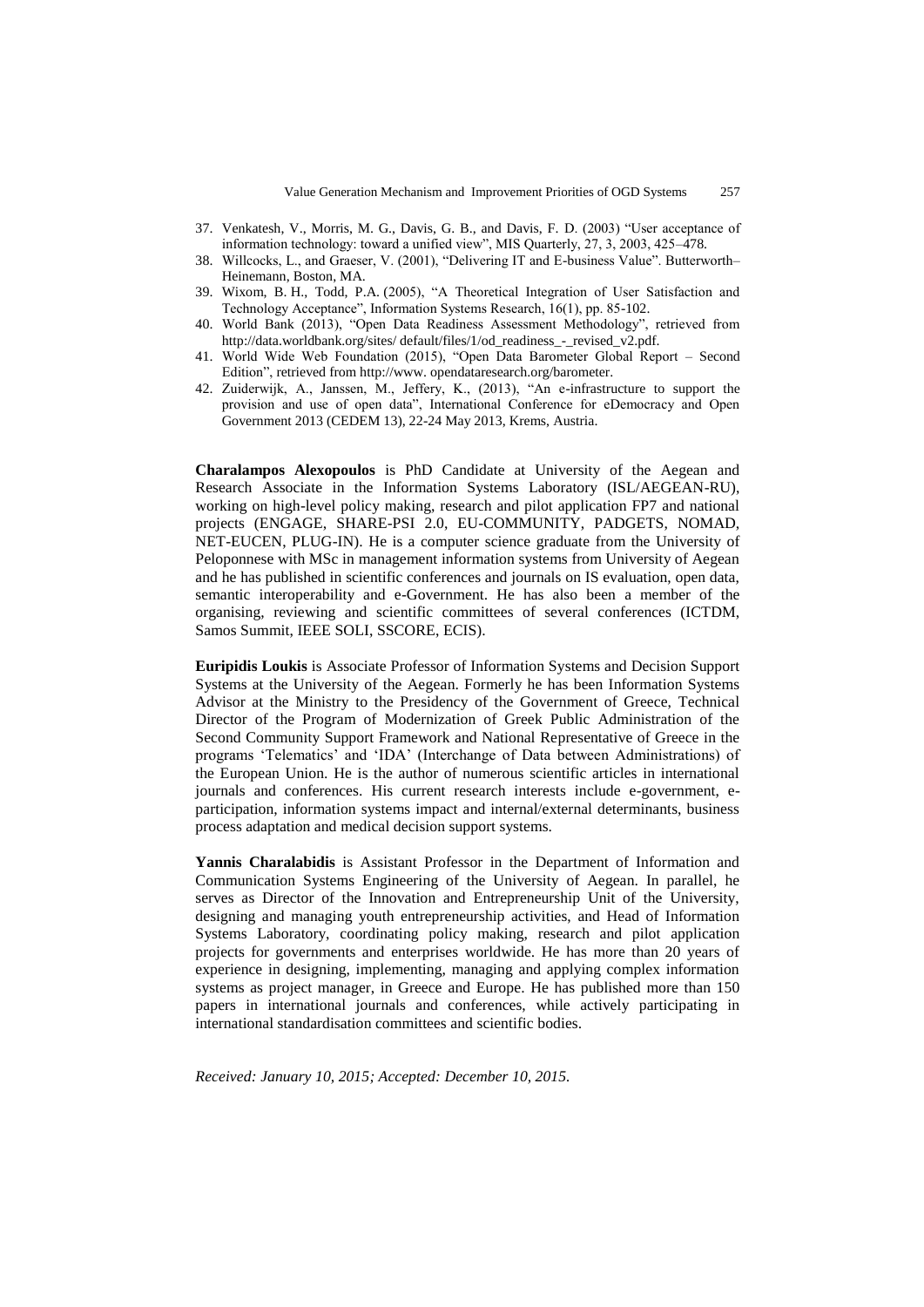37. Venkatesh, V., Morris, M. G., Davis, G. B., and Davis, F. D. (2003) "User acceptance of information technology: toward a unified view", MIS Quarterly, 27, 3, 2003, 425–478.
38. Willcocks, L., and Graeser, V. (2001), "Delivering IT and E-business Value". Butterworth–Heinemann, Boston, MA.
39. Wixom, B. H., Todd, P.A. (2005), "A Theoretical Integration of User Satisfaction and Technology Acceptance", Information Systems Research, 16(1), pp. 85-102.
40. World Bank (2013), "Open Data Readiness Assessment Methodology", retrieved from http://data.worldbank.org/sites/ default/files/1/od_readiness_-_revised_v2.pdf.
41. World Wide Web Foundation (2015), "Open Data Barometer Global Report – Second Edition", retrieved from http://www. opendataresearch.org/barometer.
42. Zuiderwijk, A., Janssen, M., Jeffery, K., (2013), "An e-infrastructure to support the provision and use of open data", International Conference for eDemocracy and Open Government 2013 (CEDEM 13), 22-24 May 2013, Krems, Austria.

**Charalampos Alexopoulos** is PhD Candidate at University of the Aegean and Research Associate in the Information Systems Laboratory (ISL/AEGEAN-RU), working on high-level policy making, research and pilot application FP7 and national projects (ENGAGE, SHARE-PSI 2.0, EU-COMMUNITY, PADGETS, NOMAD, NET-EUCEN, PLUG-IN). He is a computer science graduate from the University of Peloponnese with MSc in management information systems from University of Aegean and he has published in scientific conferences and journals on IS evaluation, open data, semantic interoperability and e-Government. He has also been a member of the organising, reviewing and scientific committees of several conferences (ICTDM, Samos Summit, IEEE SOLI, SSCORE, ECIS).

**Euripidis Loukis** is Associate Professor of Information Systems and Decision Support Systems at the University of the Aegean. Formerly he has been Information Systems Advisor at the Ministry to the Presidency of the Government of Greece, Technical Director of the Program of Modernization of Greek Public Administration of the Second Community Support Framework and National Representative of Greece in the programs 'Telematics' and 'IDA' (Interchange of Data between Administrations) of the European Union. He is the author of numerous scientific articles in international journals and conferences. His current research interests include e-government, e-participation, information systems impact and internal/external determinants, business process adaptation and medical decision support systems.

**Yannis Charalabidis** is Assistant Professor in the Department of Information and Communication Systems Engineering of the University of Aegean. In parallel, he serves as Director of the Innovation and Entrepreneurship Unit of the University, designing and managing youth entrepreneurship activities, and Head of Information Systems Laboratory, coordinating policy making, research and pilot application projects for governments and enterprises worldwide. He has more than 20 years of experience in designing, implementing, managing and applying complex information systems as project manager, in Greece and Europe. He has published more than 150 papers in international journals and conferences, while actively participating in international standardisation committees and scientific bodies.

*Received: January 10, 2015; Accepted: December 10, 2015.*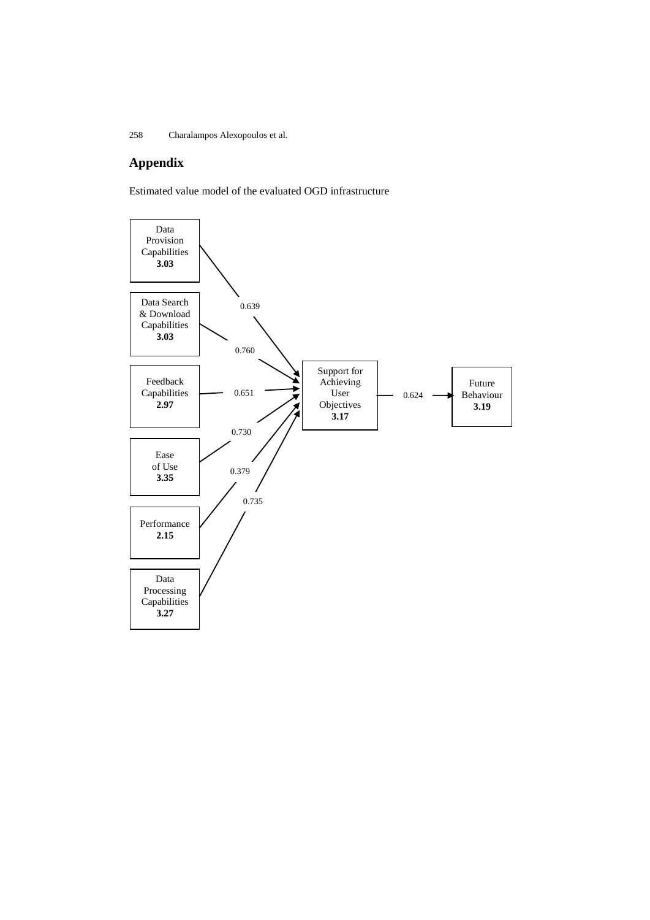## Appendix

Estimated value model of the evaluated OGD infrastructure

Data Provision Capabilities
**3.03**

Data Search & Download Capabilities
**3.03**

Feedback Capabilities
**2.97**

Ease of Use
**3.35**

Performance
**2.15**

Data Processing Capabilities
**3.27**

0.639

0.760

0.651

0.730

0.379

0.735

Support for Achieving User Objectives
**3.17**

0.624

Future Behaviour
**3.19**